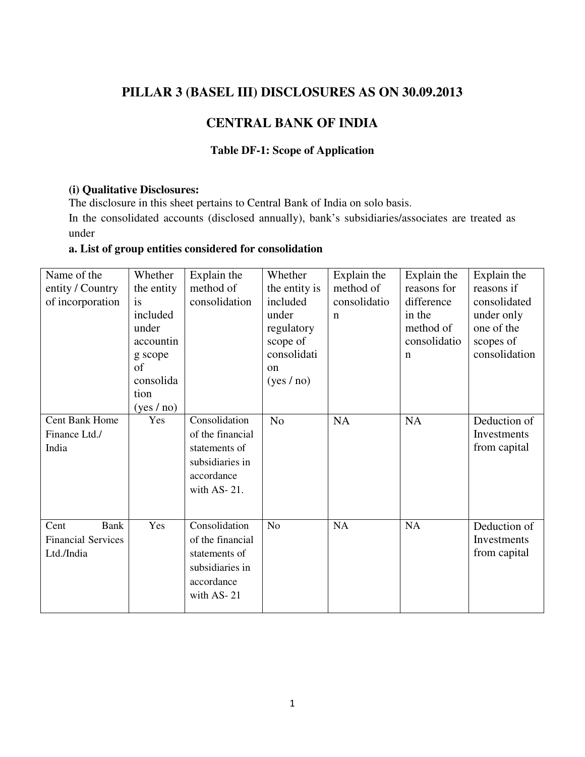# PILLAR 3 (BASEL III) DISCLOSURES AS ON 30.09.2013

# CENTRAL BANK OF INDIA

### Table DF-1: Scope of Application

**(i) Qualitative Disclosures:**

The disclosure in this sheet pertains to Central Bank of India on solo basis.

In the consolidated accounts (disclosed annually), bank's subsidiaries/associates are treated as under

**a. List of group entities considered for consolidation**

| Name of the entity / Country of incorporation | Whether the entity is included under accounting scope of consolidation (yes / no) | Explain the method of consolidation | Whether the entity is included under regulatory scope of consolidation (yes / no) | Explain the method of consolidation | Explain the reasons for difference in the method of consolidation | Explain the reasons if consolidated under only one of the scopes of consolidation |
|---|---|---|---|---|---|---|
| Cent Bank Home Finance Ltd./ India | Yes | Consolidation of the financial statements of subsidiaries in accordance with AS- 21. | No | NA | NA | Deduction of Investments from capital |
| Cent Bank Financial Services Ltd./India | Yes | Consolidation of the financial statements of subsidiaries in accordance with AS- 21 | No | NA | NA | Deduction of Investments from capital |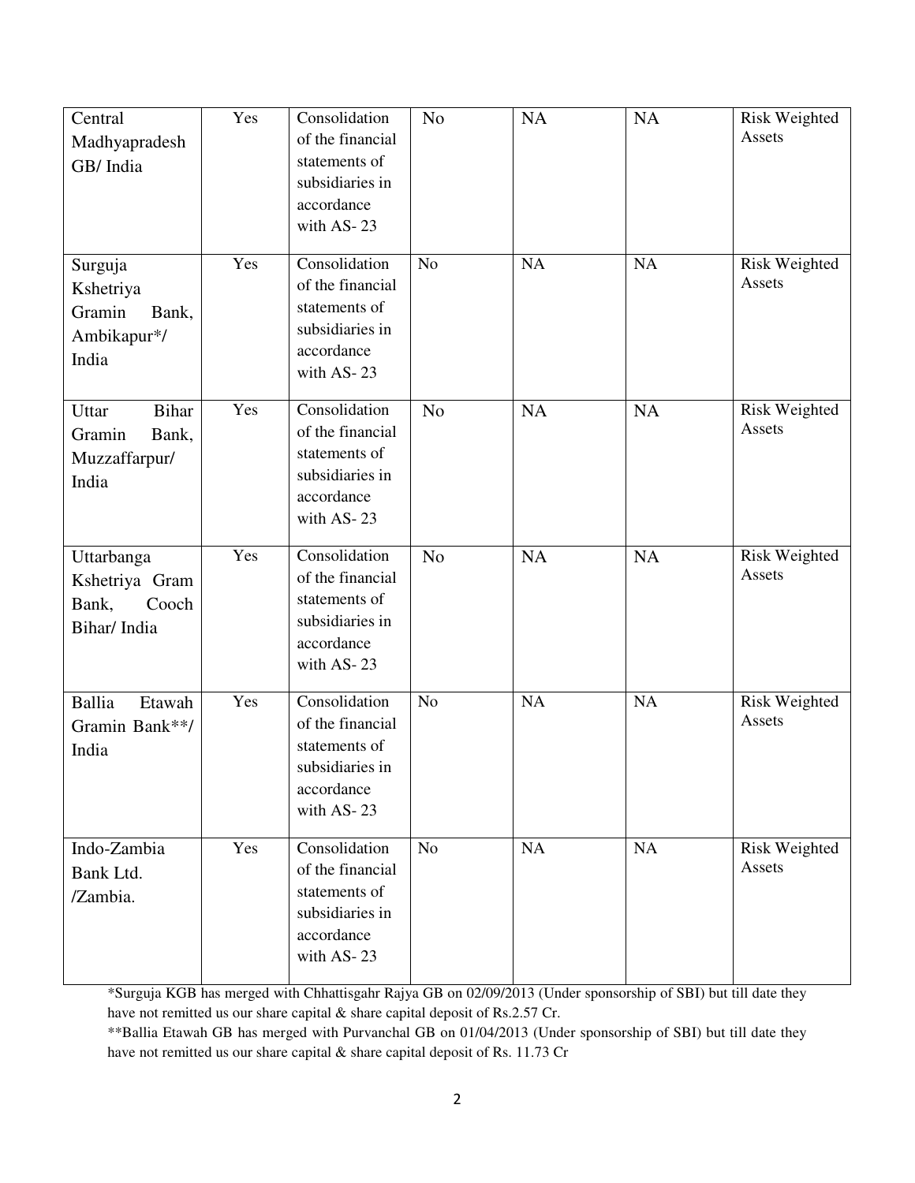| | | | | | | |
|---|---|---|---|---|---|---|
| Central Madhyapradesh GB/ India | Yes | Consolidation of the financial statements of subsidiaries in accordance with AS- 23 | No | NA | NA | Risk Weighted Assets |
| Surguja Kshetriya Gramin Bank, Ambikapur*/ India | Yes | Consolidation of the financial statements of subsidiaries in accordance with AS- 23 | No | NA | NA | Risk Weighted Assets |
| Uttar Bihar Gramin Bank, Muzzaffarpur/ India | Yes | Consolidation of the financial statements of subsidiaries in accordance with AS- 23 | No | NA | NA | Risk Weighted Assets |
| Uttarbanga Kshetriya Gram Bank, Cooch Bihar/ India | Yes | Consolidation of the financial statements of subsidiaries in accordance with AS- 23 | No | NA | NA | Risk Weighted Assets |
| Ballia Etawah Gramin Bank**/ India | Yes | Consolidation of the financial statements of subsidiaries in accordance with AS- 23 | No | NA | NA | Risk Weighted Assets |
| Indo-Zambia Bank Ltd. /Zambia. | Yes | Consolidation of the financial statements of subsidiaries in accordance with AS- 23 | No | NA | NA | Risk Weighted Assets |

*Surguja KGB has merged with Chhattisgahr Rajya GB on 02/09/2013 (Under sponsorship of SBI) but till date they have not remitted us our share capital & share capital deposit of Rs.2.57 Cr.

**Ballia Etawah GB has merged with Purvanchal GB on 01/04/2013 (Under sponsorship of SBI) but till date they have not remitted us our share capital & share capital deposit of Rs. 11.73 Cr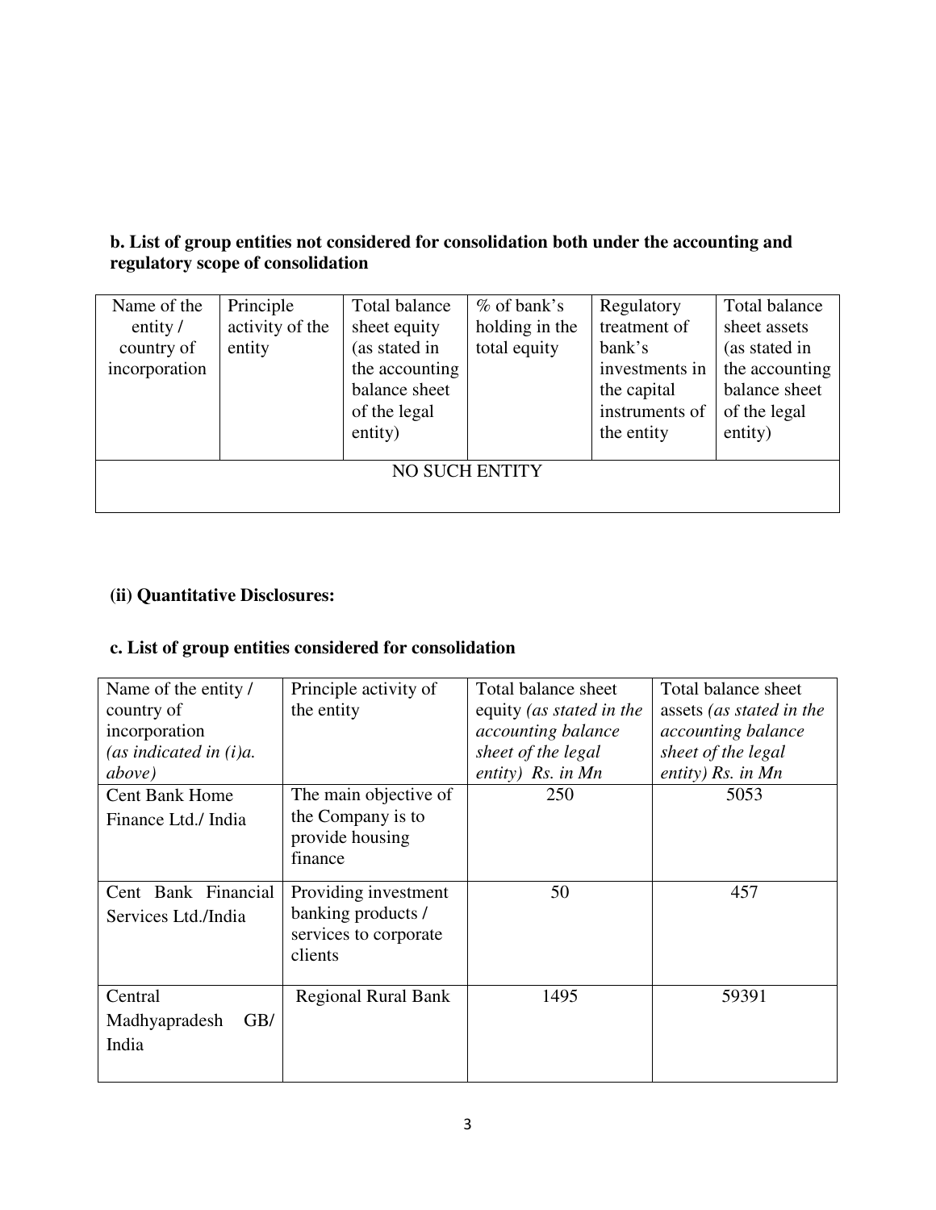**b. List of group entities not considered for consolidation both under the accounting and regulatory scope of consolidation**

| Name of the entity / country of incorporation | Principle activity of the entity | Total balance sheet equity (as stated in the accounting balance sheet of the legal entity) | % of bank's holding in the total equity | Regulatory treatment of bank's investments in the capital instruments of the entity | Total balance sheet assets (as stated in the accounting balance sheet of the legal entity) |
|---|---|---|---|---|---|
| NO SUCH ENTITY | | | | | |

**(ii) Quantitative Disclosures:**

**c. List of group entities considered for consolidation**

| Name of the entity / country of incorporation *(as indicated in (i)a. above)* | Principle activity of the entity | Total balance sheet equity *(as stated in the accounting balance sheet of the legal entity) Rs. in Mn* | Total balance sheet assets *(as stated in the accounting balance sheet of the legal entity) Rs. in Mn* |
|---|---|---|---|
| Cent Bank Home Finance Ltd./ India | The main objective of the Company is to provide housing finance | 250 | 5053 |
| Cent Bank Financial Services Ltd./India | Providing investment banking products / services to corporate clients | 50 | 457 |
| Central Madhyapradesh GB/ India | Regional Rural Bank | 1495 | 59391 |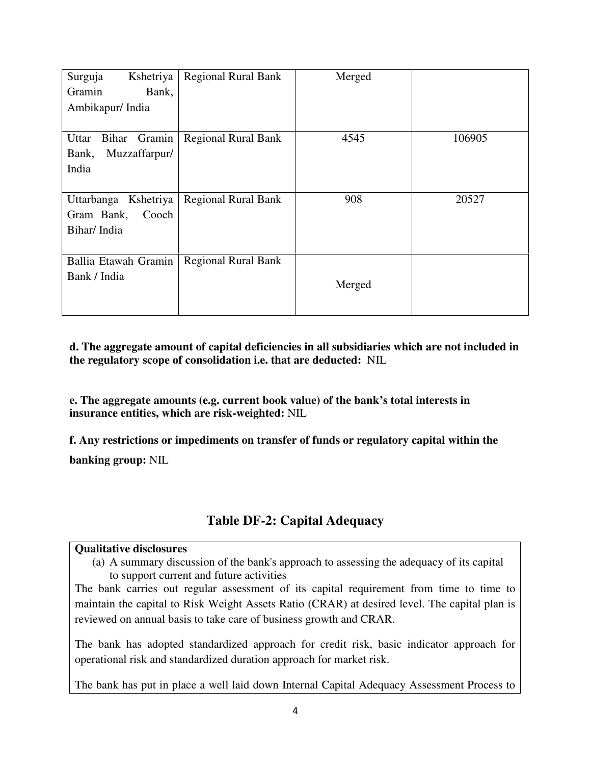| | | | |
|---|---|---|---|
| Surguja Kshetriya Gramin Bank, Ambikapur/ India | Regional Rural Bank | Merged | |
| Uttar Bihar Gramin Bank, Muzzaffarpur/ India | Regional Rural Bank | 4545 | 106905 |
| Uttarbanga Kshetriya Gram Bank, Cooch Bihar/ India | Regional Rural Bank | 908 | 20527 |
| Ballia Etawah Gramin Bank / India | Regional Rural Bank | Merged | |

**d. The aggregate amount of capital deficiencies in all subsidiaries which are not included in the regulatory scope of consolidation i.e. that are deducted:** NIL

**e. The aggregate amounts (e.g. current book value) of the bank's total interests in insurance entities, which are risk-weighted:** NIL

**f. Any restrictions or impediments on transfer of funds or regulatory capital within the banking group:** NIL

## Table DF-2: Capital Adequacy

**Qualitative disclosures**

(a) A summary discussion of the bank's approach to assessing the adequacy of its capital to support current and future activities

The bank carries out regular assessment of its capital requirement from time to time to maintain the capital to Risk Weight Assets Ratio (CRAR) at desired level. The capital plan is reviewed on annual basis to take care of business growth and CRAR.

The bank has adopted standardized approach for credit risk, basic indicator approach for operational risk and standardized duration approach for market risk.

The bank has put in place a well laid down Internal Capital Adequacy Assessment Process to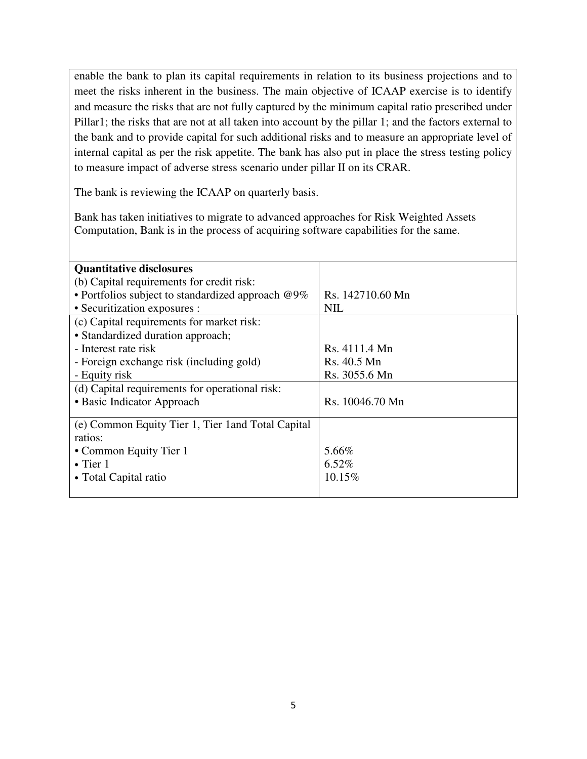enable the bank to plan its capital requirements in relation to its business projections and to meet the risks inherent in the business. The main objective of ICAAP exercise is to identify and measure the risks that are not fully captured by the minimum capital ratio prescribed under Pillar1; the risks that are not at all taken into account by the pillar 1; and the factors external to the bank and to provide capital for such additional risks and to measure an appropriate level of internal capital as per the risk appetite. The bank has also put in place the stress testing policy to measure impact of adverse stress scenario under pillar II on its CRAR.

The bank is reviewing the ICAAP on quarterly basis.

Bank has taken initiatives to migrate to advanced approaches for Risk Weighted Assets Computation, Bank is in the process of acquiring software capabilities for the same.

| **Quantitative disclosures** | |
|---|---|
| (b) Capital requirements for credit risk: | |
| • Portfolios subject to standardized approach @9% | Rs. 142710.60 Mn |
| • Securitization exposures : | NIL |
| (c) Capital requirements for market risk: | |
| • Standardized duration approach; | |
| - Interest rate risk | Rs. 4111.4 Mn |
| - Foreign exchange risk (including gold) | Rs. 40.5 Mn |
| - Equity risk | Rs. 3055.6 Mn |
| (d) Capital requirements for operational risk: | |
| • Basic Indicator Approach | Rs. 10046.70 Mn |
| (e) Common Equity Tier 1, Tier 1and Total Capital ratios: | |
| • Common Equity Tier 1 | 5.66% |
| • Tier 1 | 6.52% |
| • Total Capital ratio | 10.15% |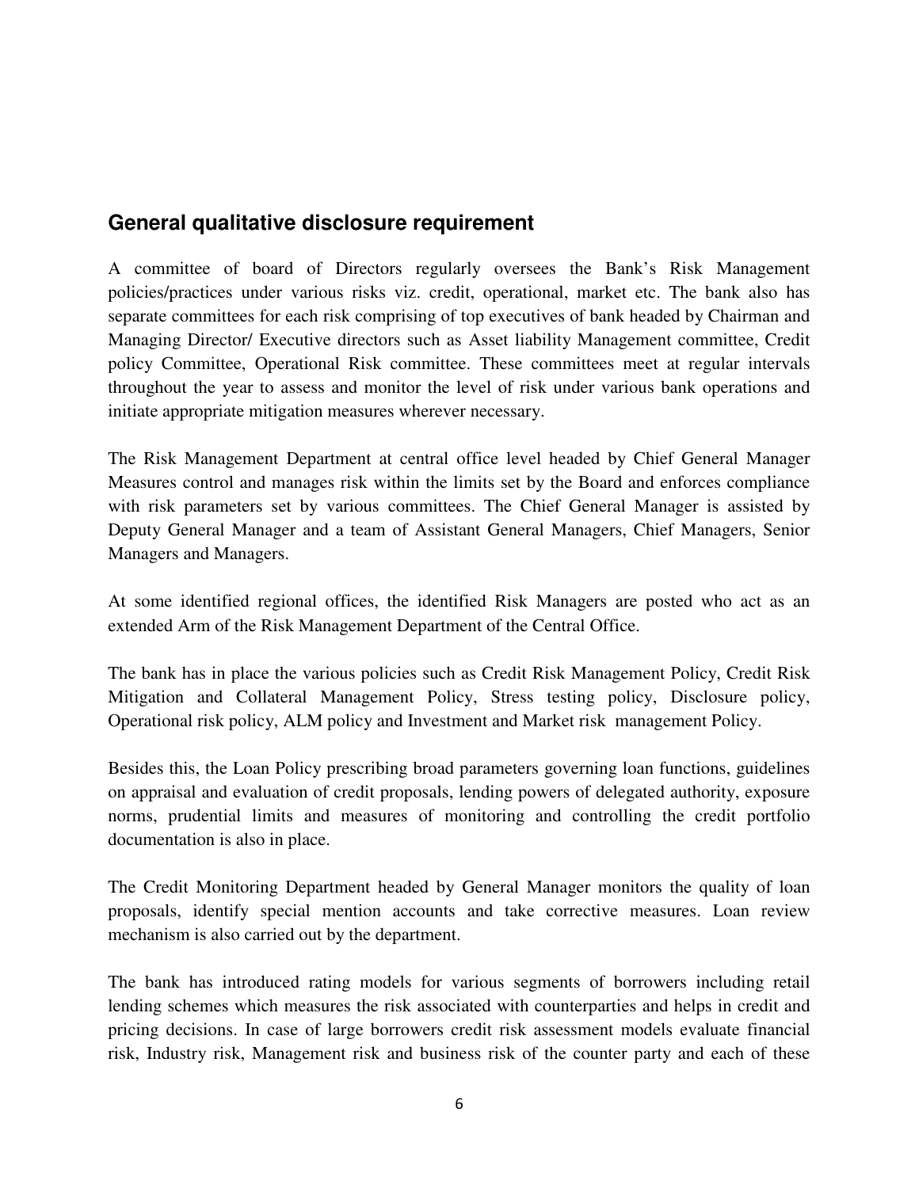## General qualitative disclosure requirement

A committee of board of Directors regularly oversees the Bank's Risk Management policies/practices under various risks viz. credit, operational, market etc. The bank also has separate committees for each risk comprising of top executives of bank headed by Chairman and Managing Director/ Executive directors such as Asset liability Management committee, Credit policy Committee, Operational Risk committee. These committees meet at regular intervals throughout the year to assess and monitor the level of risk under various bank operations and initiate appropriate mitigation measures wherever necessary.

The Risk Management Department at central office level headed by Chief General Manager Measures control and manages risk within the limits set by the Board and enforces compliance with risk parameters set by various committees. The Chief General Manager is assisted by Deputy General Manager and a team of Assistant General Managers, Chief Managers, Senior Managers and Managers.

At some identified regional offices, the identified Risk Managers are posted who act as an extended Arm of the Risk Management Department of the Central Office.

The bank has in place the various policies such as Credit Risk Management Policy, Credit Risk Mitigation and Collateral Management Policy, Stress testing policy, Disclosure policy, Operational risk policy, ALM policy and Investment and Market risk management Policy.

Besides this, the Loan Policy prescribing broad parameters governing loan functions, guidelines on appraisal and evaluation of credit proposals, lending powers of delegated authority, exposure norms, prudential limits and measures of monitoring and controlling the credit portfolio documentation is also in place.

The Credit Monitoring Department headed by General Manager monitors the quality of loan proposals, identify special mention accounts and take corrective measures. Loan review mechanism is also carried out by the department.

The bank has introduced rating models for various segments of borrowers including retail lending schemes which measures the risk associated with counterparties and helps in credit and pricing decisions. In case of large borrowers credit risk assessment models evaluate financial risk, Industry risk, Management risk and business risk of the counter party and each of these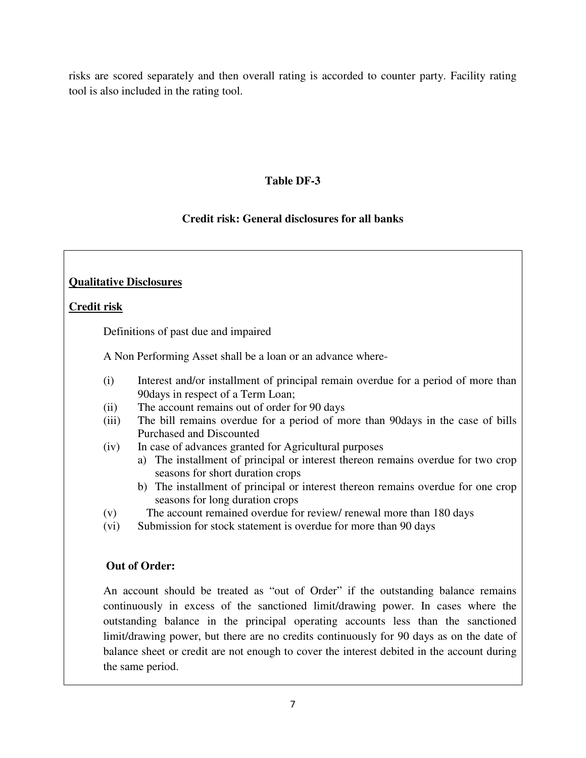risks are scored separately and then overall rating is accorded to counter party. Facility rating tool is also included in the rating tool.

## Table DF-3

### Credit risk: General disclosures for all banks

**Qualitative Disclosures**

**Credit risk**

Definitions of past due and impaired

A Non Performing Asset shall be a loan or an advance where-

(i) Interest and/or installment of principal remain overdue for a period of more than 90days in respect of a Term Loan;

(ii) The account remains out of order for 90 days

(iii) The bill remains overdue for a period of more than 90days in the case of bills Purchased and Discounted

(iv) In case of advances granted for Agricultural purposes

   a) The installment of principal or interest thereon remains overdue for two crop seasons for short duration crops

   b) The installment of principal or interest thereon remains overdue for one crop seasons for long duration crops

(v) The account remained overdue for review/ renewal more than 180 days

(vi) Submission for stock statement is overdue for more than 90 days

**Out of Order:**

An account should be treated as "out of Order" if the outstanding balance remains continuously in excess of the sanctioned limit/drawing power. In cases where the outstanding balance in the principal operating accounts less than the sanctioned limit/drawing power, but there are no credits continuously for 90 days as on the date of balance sheet or credit are not enough to cover the interest debited in the account during the same period.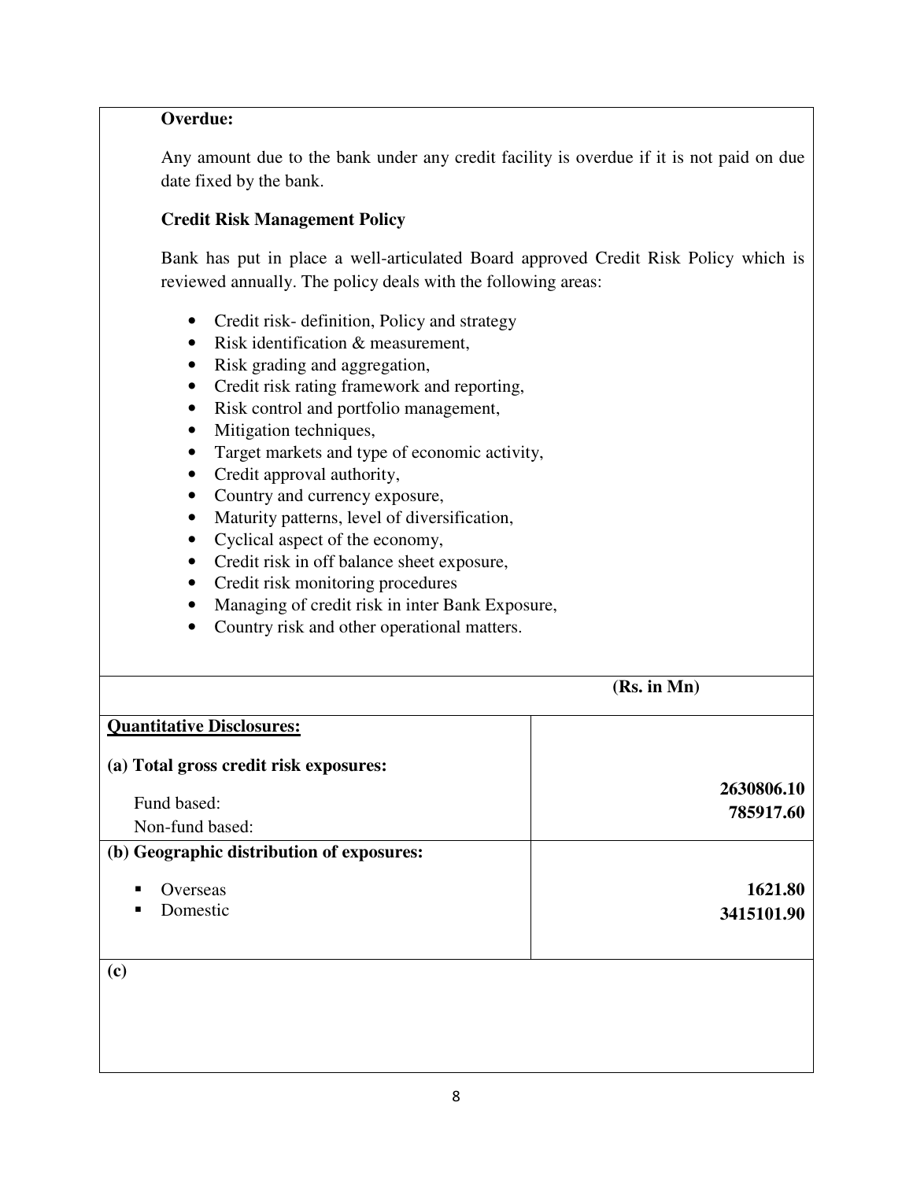**Overdue:**

Any amount due to the bank under any credit facility is overdue if it is not paid on due date fixed by the bank.

**Credit Risk Management Policy**

Bank has put in place a well-articulated Board approved Credit Risk Policy which is reviewed annually. The policy deals with the following areas:

- Credit risk- definition, Policy and strategy
- Risk identification & measurement,
- Risk grading and aggregation,
- Credit risk rating framework and reporting,
- Risk control and portfolio management,
- Mitigation techniques,
- Target markets and type of economic activity,
- Credit approval authority,
- Country and currency exposure,
- Maturity patterns, level of diversification,
- Cyclical aspect of the economy,
- Credit risk in off balance sheet exposure,
- Credit risk monitoring procedures
- Managing of credit risk in inter Bank Exposure,
- Country risk and other operational matters.

| | **(Rs. in Mn)** |
|---|---|
| **Quantitative Disclosures:** | |
| **(a) Total gross credit risk exposures:** | |
| Fund based: | **2630806.10** |
| Non-fund based: | **785917.60** |
| **(b) Geographic distribution of exposures:** | |
| ▪ Overseas | **1621.80** |
| ▪ Domestic | **3415101.90** |
| **(c)** | |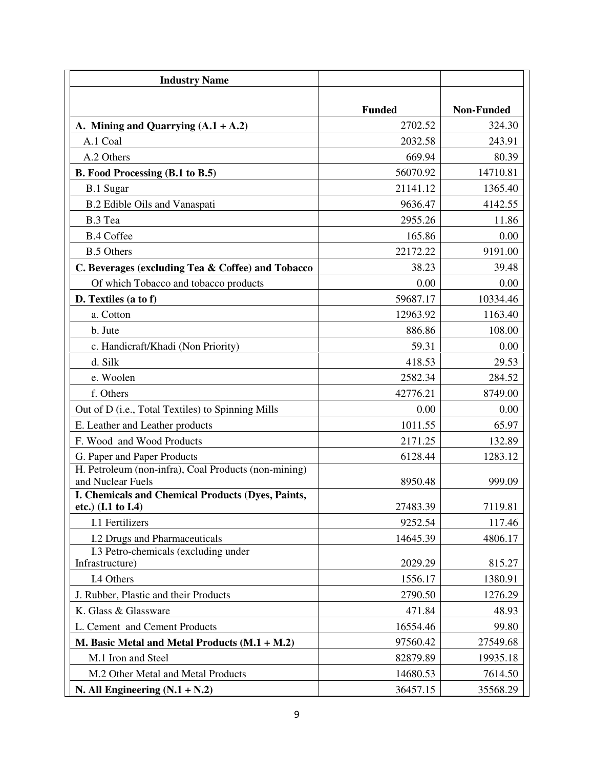| **Industry Name** | **Funded** | **Non-Funded** |
|---|---|---|
| **A. Mining and Quarrying (A.1 + A.2)** | 2702.52 | 324.30 |
| A.1 Coal | 2032.58 | 243.91 |
| A.2 Others | 669.94 | 80.39 |
| **B. Food Processing (B.1 to B.5)** | 56070.92 | 14710.81 |
| B.1 Sugar | 21141.12 | 1365.40 |
| B.2 Edible Oils and Vanaspati | 9636.47 | 4142.55 |
| B.3 Tea | 2955.26 | 11.86 |
| B.4 Coffee | 165.86 | 0.00 |
| B.5 Others | 22172.22 | 9191.00 |
| **C. Beverages (excluding Tea & Coffee) and Tobacco** | 38.23 | 39.48 |
| Of which Tobacco and tobacco products | 0.00 | 0.00 |
| **D. Textiles (a to f)** | 59687.17 | 10334.46 |
| a. Cotton | 12963.92 | 1163.40 |
| b. Jute | 886.86 | 108.00 |
| c. Handicraft/Khadi (Non Priority) | 59.31 | 0.00 |
| d. Silk | 418.53 | 29.53 |
| e. Woolen | 2582.34 | 284.52 |
| f. Others | 42776.21 | 8749.00 |
| Out of D (i.e., Total Textiles) to Spinning Mills | 0.00 | 0.00 |
| E. Leather and Leather products | 1011.55 | 65.97 |
| F. Wood and Wood Products | 2171.25 | 132.89 |
| G. Paper and Paper Products | 6128.44 | 1283.12 |
| H. Petroleum (non-infra), Coal Products (non-mining) and Nuclear Fuels | 8950.48 | 999.09 |
| **I. Chemicals and Chemical Products (Dyes, Paints, etc.) (I.1 to I.4)** | 27483.39 | 7119.81 |
| I.1 Fertilizers | 9252.54 | 117.46 |
| I.2 Drugs and Pharmaceuticals | 14645.39 | 4806.17 |
| I.3 Petro-chemicals (excluding under Infrastructure) | 2029.29 | 815.27 |
| I.4 Others | 1556.17 | 1380.91 |
| J. Rubber, Plastic and their Products | 2790.50 | 1276.29 |
| K. Glass & Glassware | 471.84 | 48.93 |
| L. Cement and Cement Products | 16554.46 | 99.80 |
| **M. Basic Metal and Metal Products (M.1 + M.2)** | 97560.42 | 27549.68 |
| M.1 Iron and Steel | 82879.89 | 19935.18 |
| M.2 Other Metal and Metal Products | 14680.53 | 7614.50 |
| **N. All Engineering (N.1 + N.2)** | 36457.15 | 35568.29 |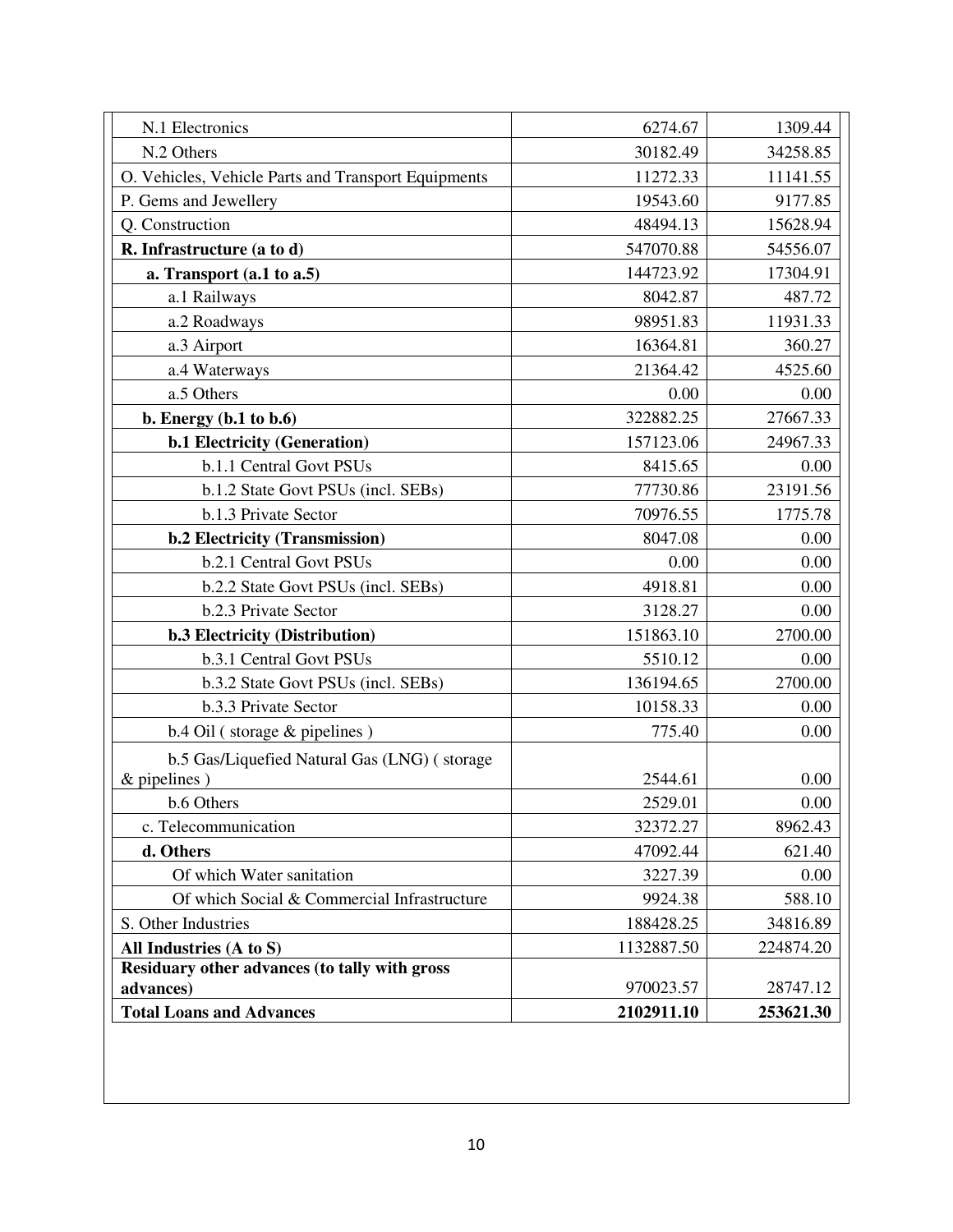| | | |
|---|---|---|
| N.1 Electronics | 6274.67 | 1309.44 |
| N.2 Others | 30182.49 | 34258.85 |
| O. Vehicles, Vehicle Parts and Transport Equipments | 11272.33 | 11141.55 |
| P. Gems and Jewellery | 19543.60 | 9177.85 |
| Q. Construction | 48494.13 | 15628.94 |
| **R. Infrastructure (a to d)** | 547070.88 | 54556.07 |
| **a. Transport (a.1 to a.5)** | 144723.92 | 17304.91 |
| a.1 Railways | 8042.87 | 487.72 |
| a.2 Roadways | 98951.83 | 11931.33 |
| a.3 Airport | 16364.81 | 360.27 |
| a.4 Waterways | 21364.42 | 4525.60 |
| a.5 Others | 0.00 | 0.00 |
| **b. Energy (b.1 to b.6)** | 322882.25 | 27667.33 |
| **b.1 Electricity (Generation)** | 157123.06 | 24967.33 |
| b.1.1 Central Govt PSUs | 8415.65 | 0.00 |
| b.1.2 State Govt PSUs (incl. SEBs) | 77730.86 | 23191.56 |
| b.1.3 Private Sector | 70976.55 | 1775.78 |
| **b.2 Electricity (Transmission)** | 8047.08 | 0.00 |
| b.2.1 Central Govt PSUs | 0.00 | 0.00 |
| b.2.2 State Govt PSUs (incl. SEBs) | 4918.81 | 0.00 |
| b.2.3 Private Sector | 3128.27 | 0.00 |
| **b.3 Electricity (Distribution)** | 151863.10 | 2700.00 |
| b.3.1 Central Govt PSUs | 5510.12 | 0.00 |
| b.3.2 State Govt PSUs (incl. SEBs) | 136194.65 | 2700.00 |
| b.3.3 Private Sector | 10158.33 | 0.00 |
| b.4 Oil ( storage & pipelines ) | 775.40 | 0.00 |
| b.5 Gas/Liquefied Natural Gas (LNG) ( storage & pipelines ) | 2544.61 | 0.00 |
| b.6 Others | 2529.01 | 0.00 |
| c. Telecommunication | 32372.27 | 8962.43 |
| **d. Others** | 47092.44 | 621.40 |
| Of which Water sanitation | 3227.39 | 0.00 |
| Of which Social & Commercial Infrastructure | 9924.38 | 588.10 |
| S. Other Industries | 188428.25 | 34816.89 |
| **All Industries (A to S)** | 1132887.50 | 224874.20 |
| **Residuary other advances (to tally with gross advances)** | 970023.57 | 28747.12 |
| **Total Loans and Advances** | **2102911.10** | **253621.30** |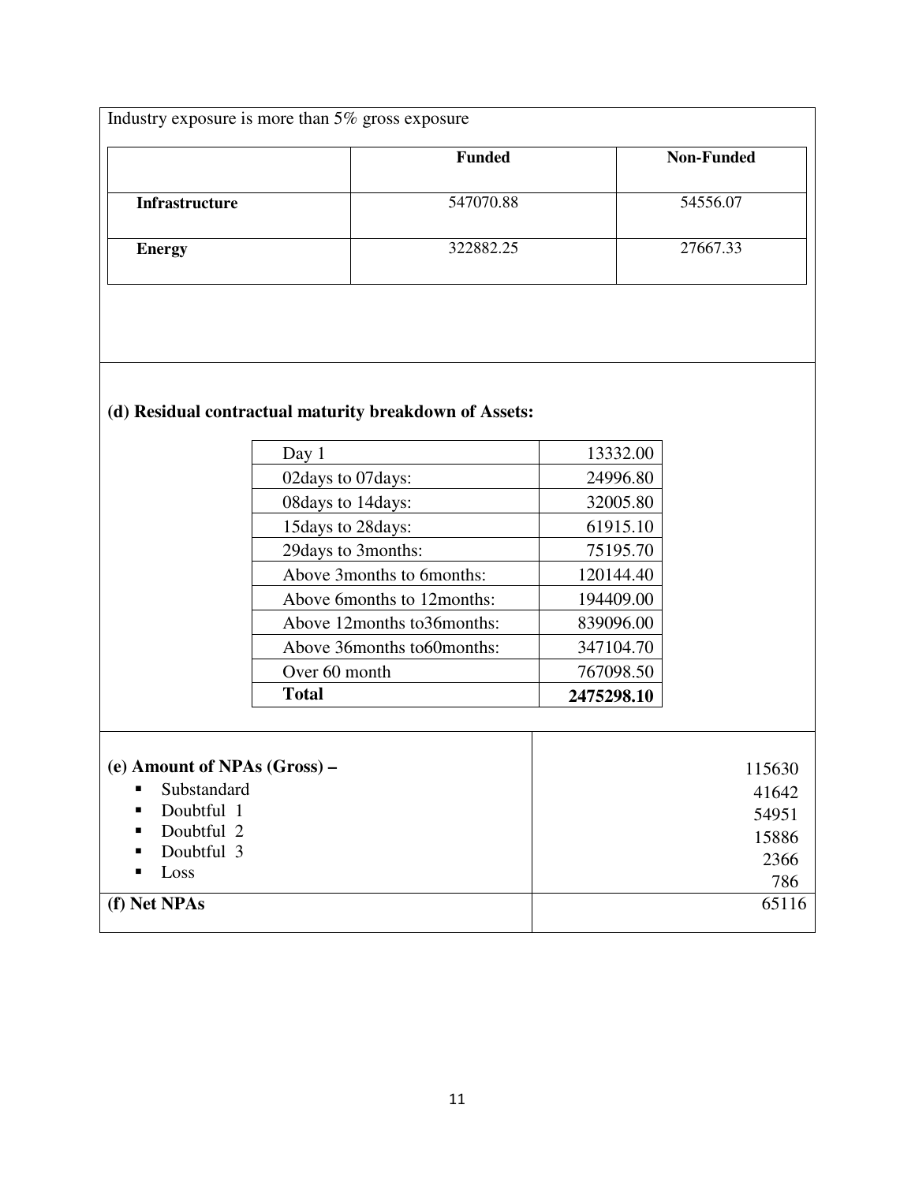Industry exposure is more than 5% gross exposure

| | Funded | Non-Funded |
|---|---|---|
| **Infrastructure** | 547070.88 | 54556.07 |
| **Energy** | 322882.25 | 27667.33 |

**(d) Residual contractual maturity breakdown of Assets:**

| | |
|---|---|
| Day 1 | 13332.00 |
| 02days to 07days: | 24996.80 |
| 08days to 14days: | 32005.80 |
| 15days to 28days: | 61915.10 |
| 29days to 3months: | 75195.70 |
| Above 3months to 6months: | 120144.40 |
| Above 6months to 12months: | 194409.00 |
| Above 12months to36months: | 839096.00 |
| Above 36months to60months: | 347104.70 |
| Over 60 month | 767098.50 |
| **Total** | **2475298.10** |

| | |
|---|---|
| **(e) Amount of NPAs (Gross) –** | 115630 |
| ▪ Substandard | 41642 |
| ▪ Doubtful 1 | 54951 |
| ▪ Doubtful 2 | 15886 |
| ▪ Doubtful 3 | 2366 |
| ▪ Loss | 786 |
| **(f) Net NPAs** | 65116 |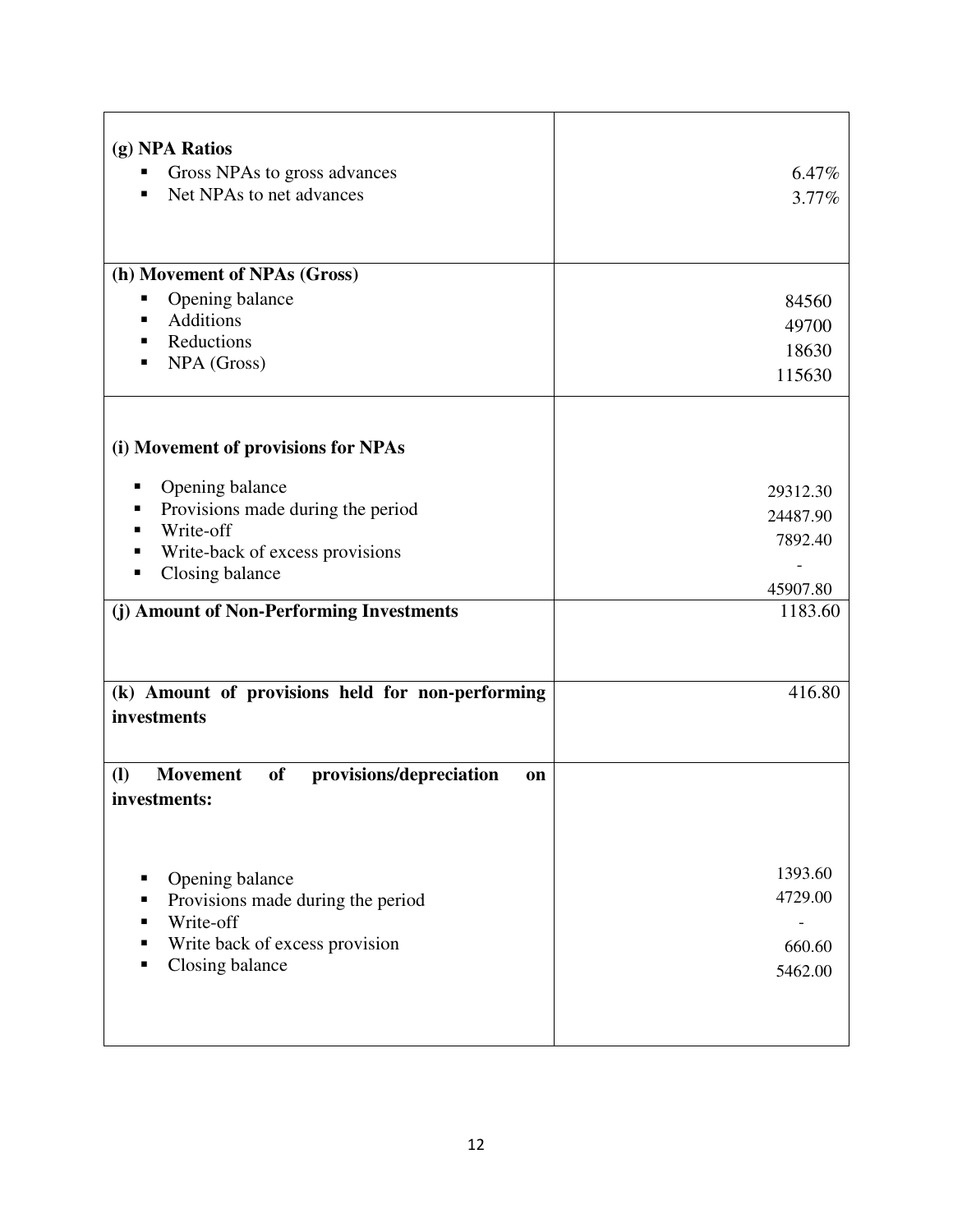| | |
|---|---|
| **(g) NPA Ratios**<br>▪ Gross NPAs to gross advances<br>▪ Net NPAs to net advances | 6.47%<br>3.77% |
| **(h) Movement of NPAs (Gross)**<br>▪ Opening balance<br>▪ Additions<br>▪ Reductions<br>▪ NPA (Gross) | 84560<br>49700<br>18630<br>115630 |
| **(i) Movement of provisions for NPAs**<br>▪ Opening balance<br>▪ Provisions made during the period<br>▪ Write-off<br>▪ Write-back of excess provisions<br>▪ Closing balance | 29312.30<br>24487.90<br>7892.40<br>-<br>45907.80 |
| **(j) Amount of Non-Performing Investments** | 1183.60 |
| **(k) Amount of provisions held for non-performing investments** | 416.80 |
| **(l) Movement of provisions/depreciation on investments:**<br>▪ Opening balance<br>▪ Provisions made during the period<br>▪ Write-off<br>▪ Write back of excess provision<br>▪ Closing balance | 1393.60<br>4729.00<br>-<br>660.60<br>5462.00 |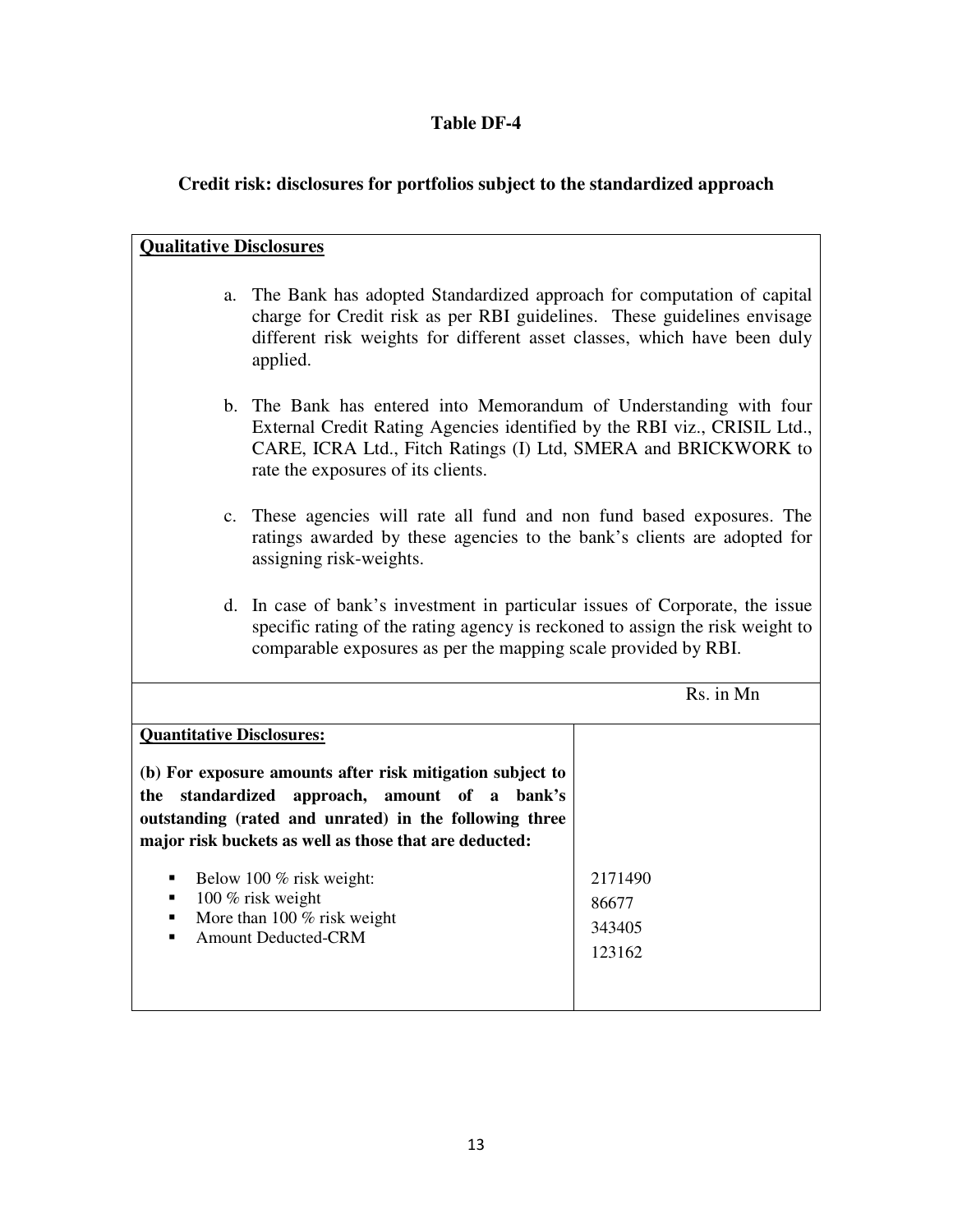## Table DF-4

### Credit risk: disclosures for portfolios subject to the standardized approach

**Qualitative Disclosures**

a. The Bank has adopted Standardized approach for computation of capital charge for Credit risk as per RBI guidelines. These guidelines envisage different risk weights for different asset classes, which have been duly applied.

b. The Bank has entered into Memorandum of Understanding with four External Credit Rating Agencies identified by the RBI viz., CRISIL Ltd., CARE, ICRA Ltd., Fitch Ratings (I) Ltd, SMERA and BRICKWORK to rate the exposures of its clients.

c. These agencies will rate all fund and non fund based exposures. The ratings awarded by these agencies to the bank's clients are adopted for assigning risk-weights.

d. In case of bank's investment in particular issues of Corporate, the issue specific rating of the rating agency is reckoned to assign the risk weight to comparable exposures as per the mapping scale provided by RBI.

| | Rs. in Mn |
|---|---|
| **Quantitative Disclosures:** | |
| **(b) For exposure amounts after risk mitigation subject to the standardized approach, amount of a bank's outstanding (rated and unrated) in the following three major risk buckets as well as those that are deducted:** | |
| ▪ Below 100 % risk weight: | 2171490 |
| ▪ 100 % risk weight | 86677 |
| ▪ More than 100 % risk weight | 343405 |
| ▪ Amount Deducted-CRM | 123162 |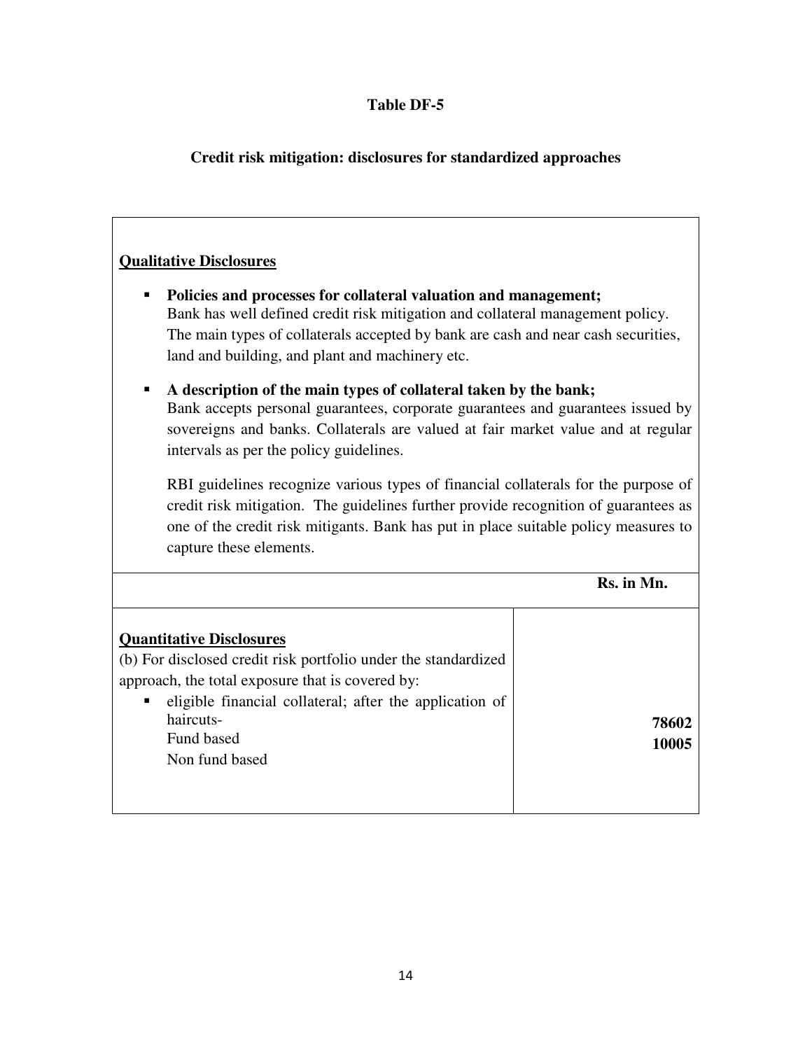# Table DF-5

## Credit risk mitigation: disclosures for standardized approaches

**Qualitative Disclosures**

- **Policies and processes for collateral valuation and management;**
  Bank has well defined credit risk mitigation and collateral management policy. The main types of collaterals accepted by bank are cash and near cash securities, land and building, and plant and machinery etc.

- **A description of the main types of collateral taken by the bank;**
  Bank accepts personal guarantees, corporate guarantees and guarantees issued by sovereigns and banks. Collaterals are valued at fair market value and at regular intervals as per the policy guidelines.

  RBI guidelines recognize various types of financial collaterals for the purpose of credit risk mitigation. The guidelines further provide recognition of guarantees as one of the credit risk mitigants. Bank has put in place suitable policy measures to capture these elements.

| | Rs. in Mn. |
|---|---|
| **Quantitative Disclosures**<br>(b) For disclosed credit risk portfolio under the standardized approach, the total exposure that is covered by:<br>▪ eligible financial collateral; after the application of haircuts- | |
| Fund based | **78602** |
| Non fund based | **10005** |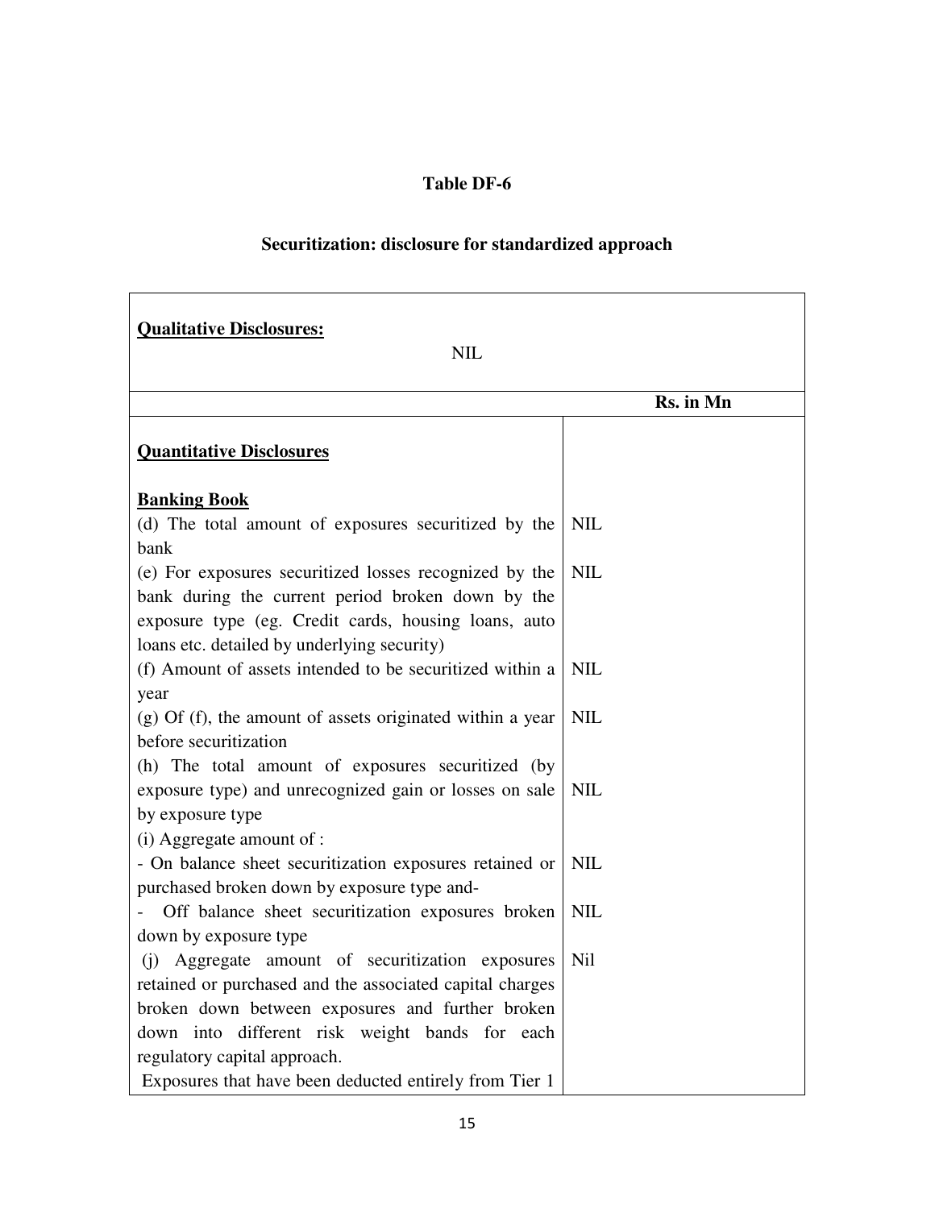**Table DF-6**

**Securitization: disclosure for standardized approach**

| **Qualitative Disclosures:** NIL | |
|---|---|
| | **Rs. in Mn** |
| **Quantitative Disclosures** | |
| **Banking Book** | |
| (d) The total amount of exposures securitized by the bank | NIL |
| (e) For exposures securitized losses recognized by the bank during the current period broken down by the exposure type (eg. Credit cards, housing loans, auto loans etc. detailed by underlying security) | NIL |
| (f) Amount of assets intended to be securitized within a year | NIL |
| (g) Of (f), the amount of assets originated within a year before securitization | NIL |
| (h) The total amount of exposures securitized (by exposure type) and unrecognized gain or losses on sale by exposure type | NIL |
| (i) Aggregate amount of : | |
| - On balance sheet securitization exposures retained or purchased broken down by exposure type and- | NIL |
| - Off balance sheet securitization exposures broken down by exposure type | NIL |
| (j) Aggregate amount of securitization exposures retained or purchased and the associated capital charges broken down between exposures and further broken down into different risk weight bands for each regulatory capital approach. | Nil |
| Exposures that have been deducted entirely from Tier 1 | |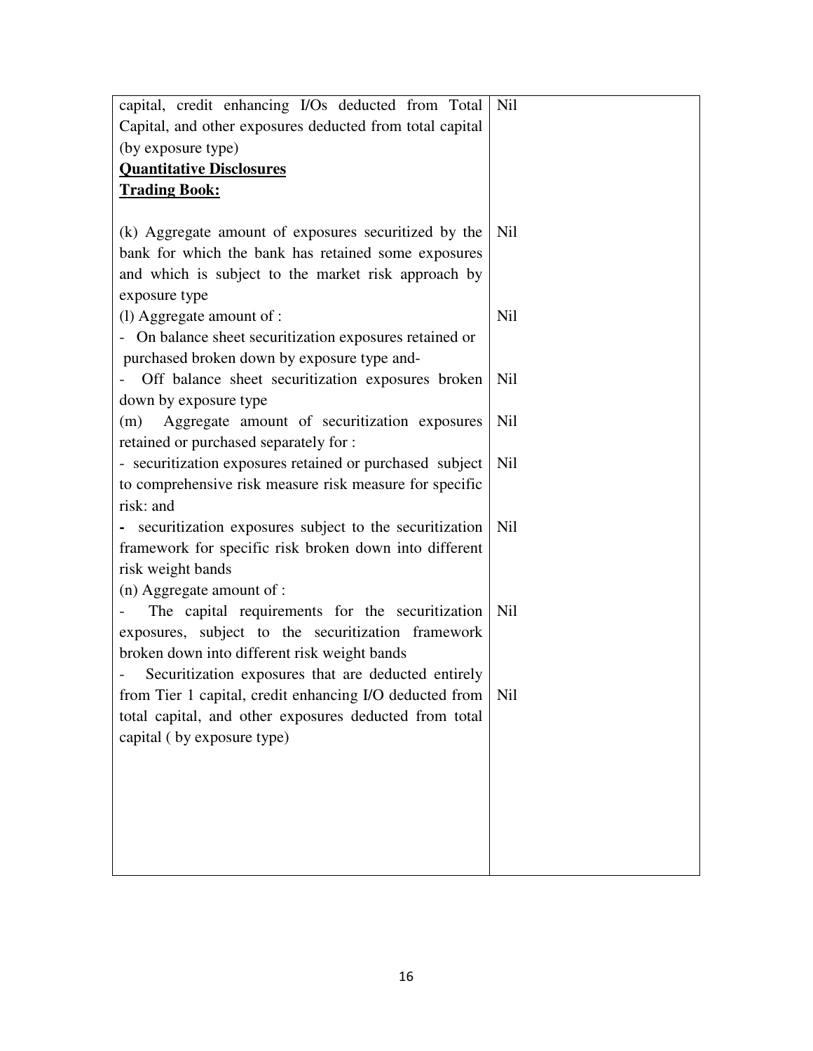| | |
|---|---|
| capital, credit enhancing I/Os deducted from Total Capital, and other exposures deducted from total capital (by exposure type) | Nil |
| **<u>Quantitative Disclosures</u>** | |
| **<u>Trading Book:</u>** | |
| (k) Aggregate amount of exposures securitized by the bank for which the bank has retained some exposures and which is subject to the market risk approach by exposure type | Nil |
| (l) Aggregate amount of : | |
| - On balance sheet securitization exposures retained or purchased broken down by exposure type and- | Nil |
| - Off balance sheet securitization exposures broken down by exposure type | Nil |
| (m) Aggregate amount of securitization exposures retained or purchased separately for : | Nil |
| - securitization exposures retained or purchased subject to comprehensive risk measure risk measure for specific risk: and | Nil |
| - securitization exposures subject to the securitization framework for specific risk broken down into different risk weight bands | Nil |
| (n) Aggregate amount of : | |
| - The capital requirements for the securitization exposures, subject to the securitization framework broken down into different risk weight bands | Nil |
| - Securitization exposures that are deducted entirely from Tier 1 capital, credit enhancing I/O deducted from total capital, and other exposures deducted from total capital ( by exposure type) | Nil |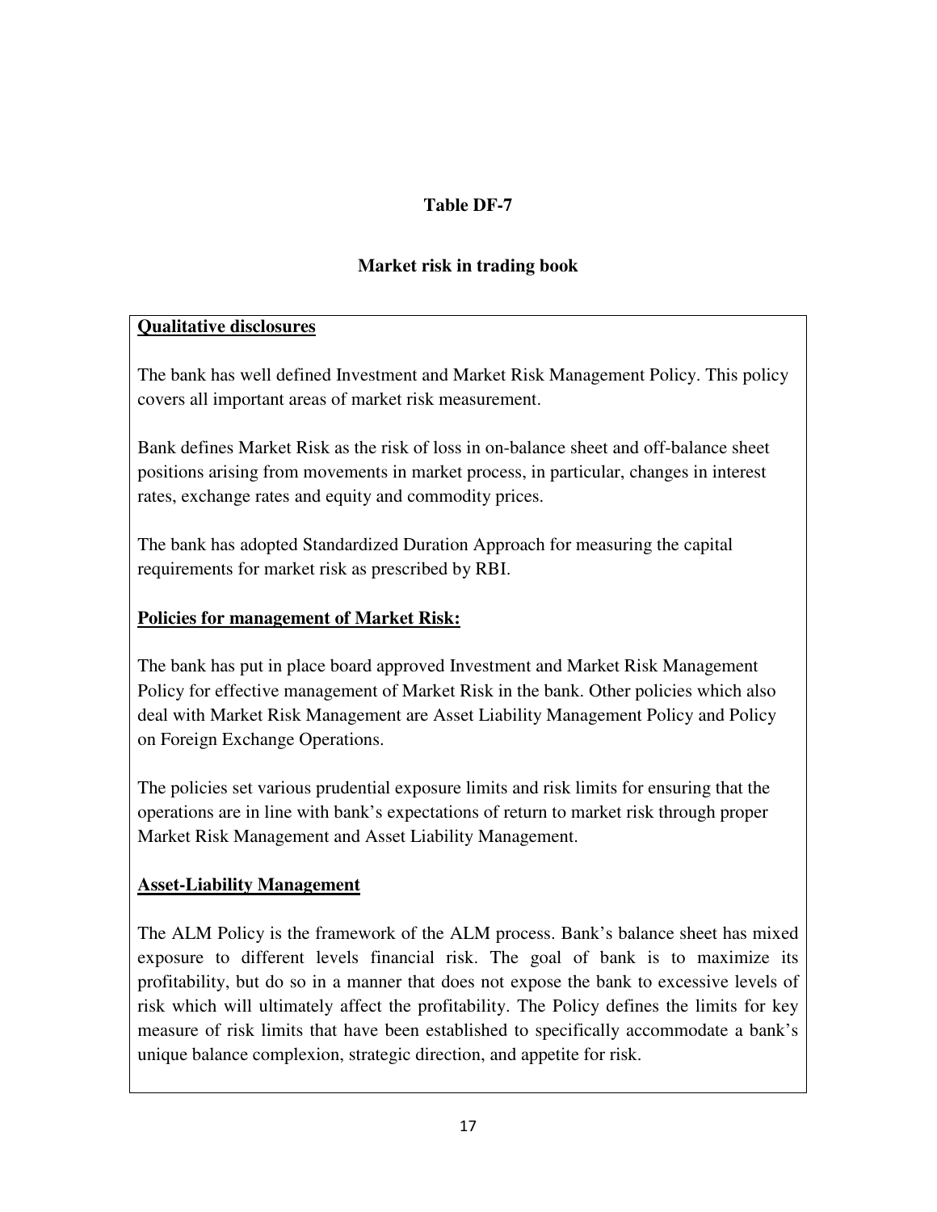## Table DF-7

### Market risk in trading book

**Qualitative disclosures**

The bank has well defined Investment and Market Risk Management Policy. This policy covers all important areas of market risk measurement.

Bank defines Market Risk as the risk of loss in on-balance sheet and off-balance sheet positions arising from movements in market process, in particular, changes in interest rates, exchange rates and equity and commodity prices.

The bank has adopted Standardized Duration Approach for measuring the capital requirements for market risk as prescribed by RBI.

**Policies for management of Market Risk:**

The bank has put in place board approved Investment and Market Risk Management Policy for effective management of Market Risk in the bank. Other policies which also deal with Market Risk Management are Asset Liability Management Policy and Policy on Foreign Exchange Operations.

The policies set various prudential exposure limits and risk limits for ensuring that the operations are in line with bank's expectations of return to market risk through proper Market Risk Management and Asset Liability Management.

**Asset-Liability Management**

The ALM Policy is the framework of the ALM process. Bank's balance sheet has mixed exposure to different levels financial risk. The goal of bank is to maximize its profitability, but do so in a manner that does not expose the bank to excessive levels of risk which will ultimately affect the profitability. The Policy defines the limits for key measure of risk limits that have been established to specifically accommodate a bank's unique balance complexion, strategic direction, and appetite for risk.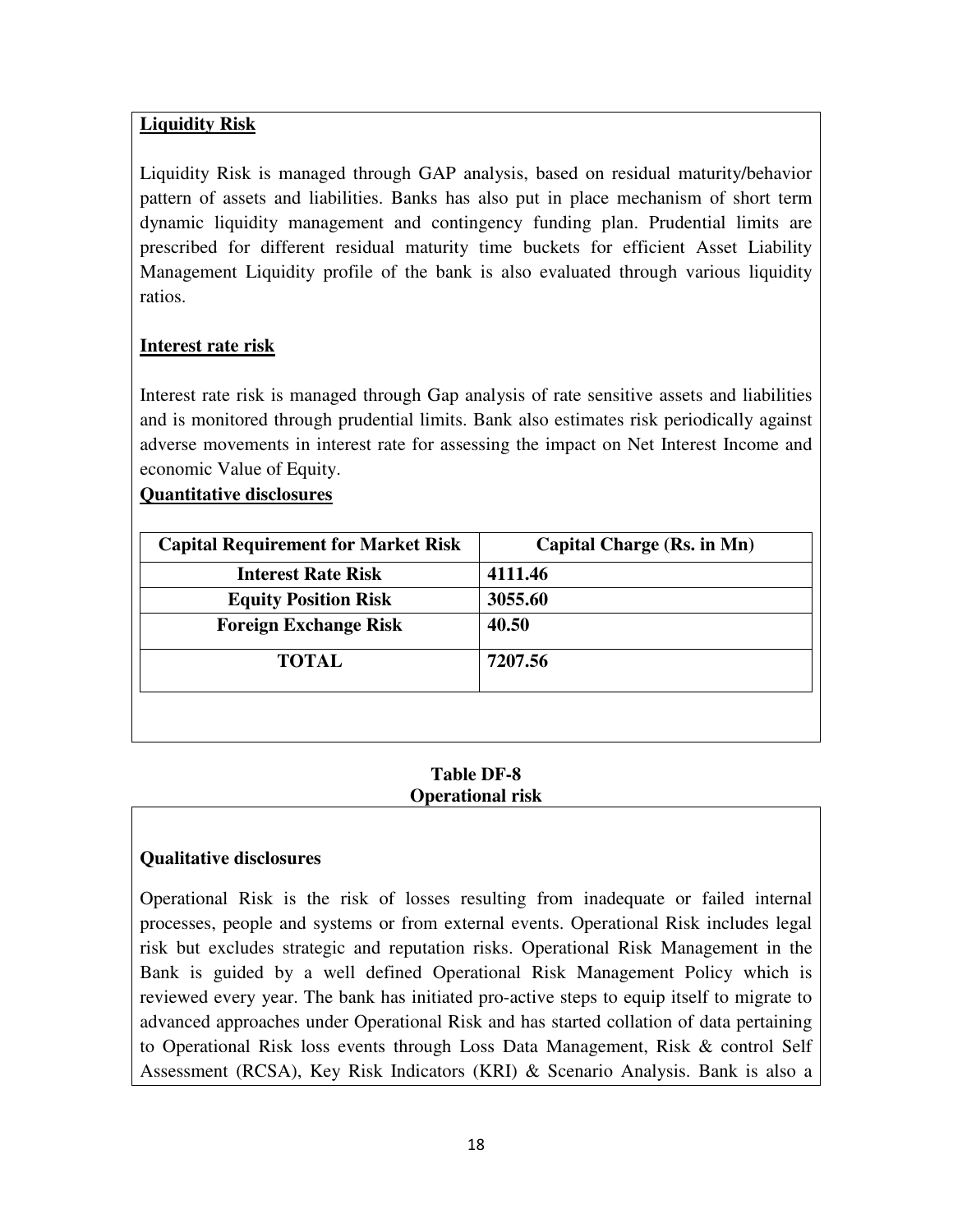**Liquidity Risk**

Liquidity Risk is managed through GAP analysis, based on residual maturity/behavior pattern of assets and liabilities. Banks has also put in place mechanism of short term dynamic liquidity management and contingency funding plan. Prudential limits are prescribed for different residual maturity time buckets for efficient Asset Liability Management Liquidity profile of the bank is also evaluated through various liquidity ratios.

**Interest rate risk**

Interest rate risk is managed through Gap analysis of rate sensitive assets and liabilities and is monitored through prudential limits. Bank also estimates risk periodically against adverse movements in interest rate for assessing the impact on Net Interest Income and economic Value of Equity.

**Quantitative disclosures**

| Capital Requirement for Market Risk | Capital Charge (Rs. in Mn) |
|---|---|
| **Interest Rate Risk** | **4111.46** |
| **Equity Position Risk** | **3055.60** |
| **Foreign Exchange Risk** | **40.50** |
| **TOTAL** | **7207.56** |

## Table DF-8
## Operational risk

**Qualitative disclosures**

Operational Risk is the risk of losses resulting from inadequate or failed internal processes, people and systems or from external events. Operational Risk includes legal risk but excludes strategic and reputation risks. Operational Risk Management in the Bank is guided by a well defined Operational Risk Management Policy which is reviewed every year. The bank has initiated pro-active steps to equip itself to migrate to advanced approaches under Operational Risk and has started collation of data pertaining to Operational Risk loss events through Loss Data Management, Risk & control Self Assessment (RCSA), Key Risk Indicators (KRI) & Scenario Analysis. Bank is also a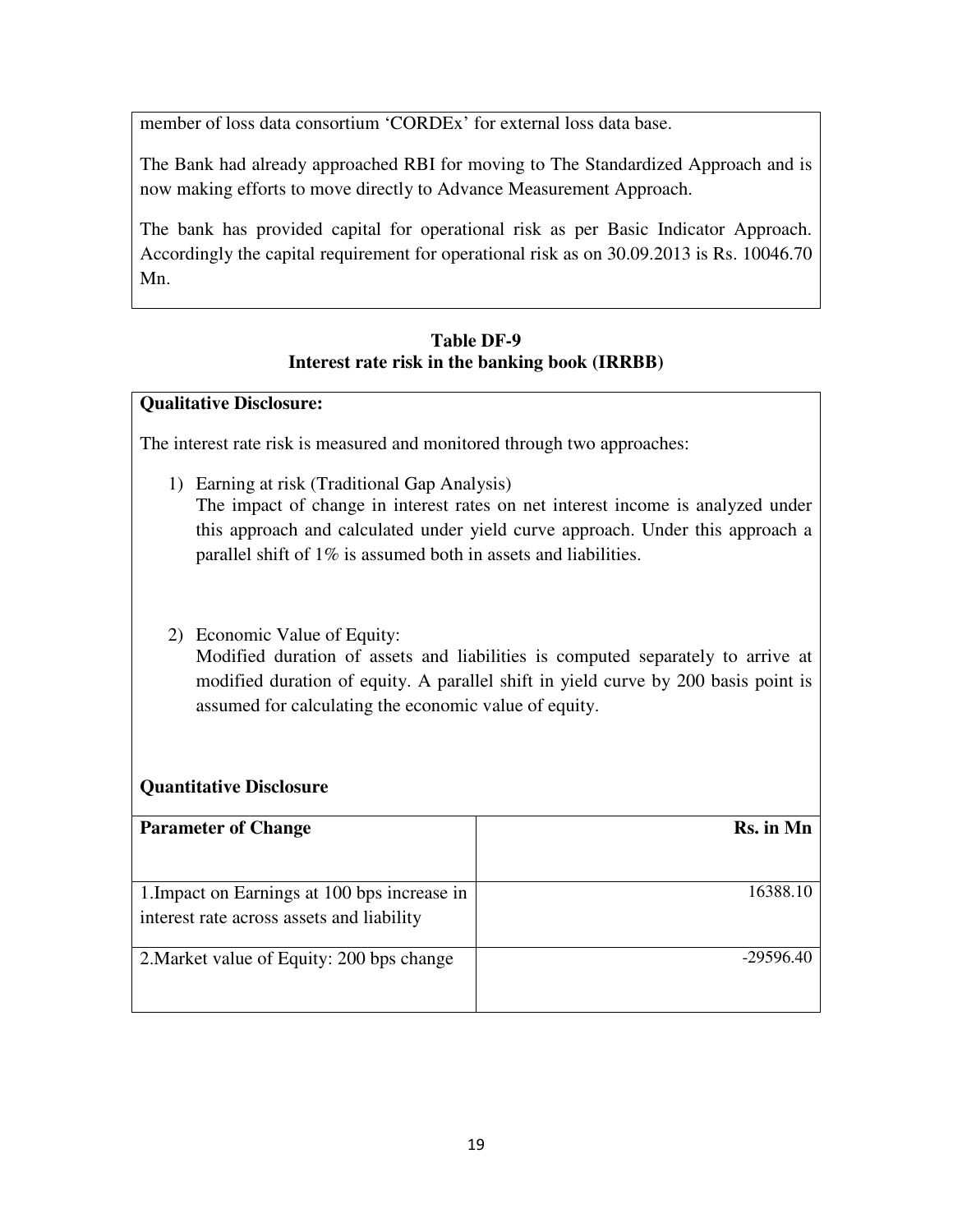member of loss data consortium 'CORDEx' for external loss data base.

The Bank had already approached RBI for moving to The Standardized Approach and is now making efforts to move directly to Advance Measurement Approach.

The bank has provided capital for operational risk as per Basic Indicator Approach. Accordingly the capital requirement for operational risk as on 30.09.2013 is Rs. 10046.70 Mn.

## Table DF-9
## Interest rate risk in the banking book (IRRBB)

**Qualitative Disclosure:**

The interest rate risk is measured and monitored through two approaches:

1) Earning at risk (Traditional Gap Analysis)
   The impact of change in interest rates on net interest income is analyzed under this approach and calculated under yield curve approach. Under this approach a parallel shift of 1% is assumed both in assets and liabilities.

2) Economic Value of Equity:
   Modified duration of assets and liabilities is computed separately to arrive at modified duration of equity. A parallel shift in yield curve by 200 basis point is assumed for calculating the economic value of equity.

**Quantitative Disclosure**

| **Parameter of Change** | **Rs. in Mn** |
|---|---|
| 1.Impact on Earnings at 100 bps increase in interest rate across assets and liability | 16388.10 |
| 2.Market value of Equity: 200 bps change | -29596.40 |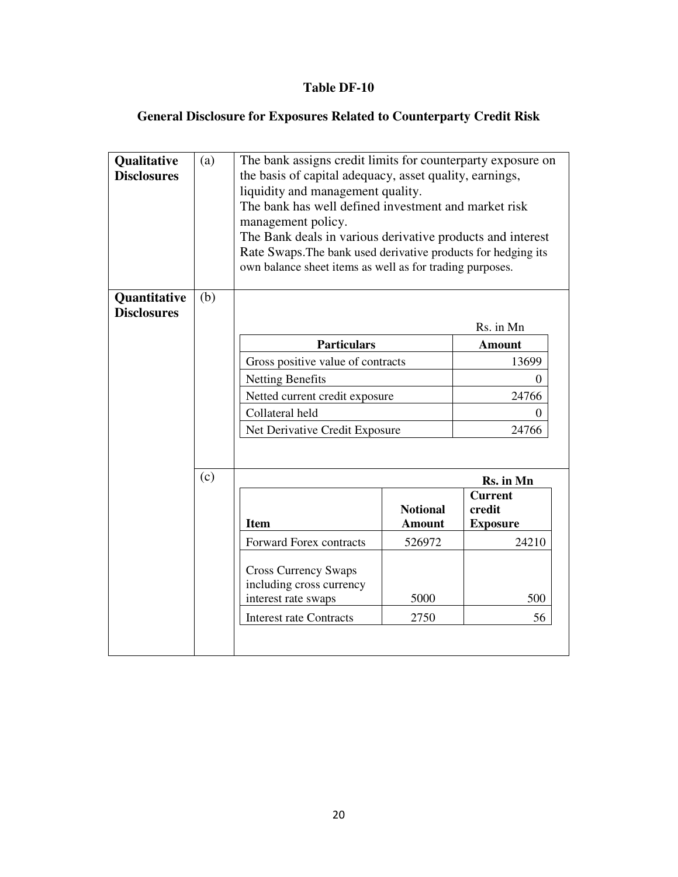# Table DF-10

## General Disclosure for Exposures Related to Counterparty Credit Risk

**Qualitative Disclosures**

(a)

The bank assigns credit limits for counterparty exposure on the basis of capital adequacy, asset quality, earnings, liquidity and management quality.

The bank has well defined investment and market risk management policy.

The Bank deals in various derivative products and interest Rate Swaps.The bank used derivative products for hedging its own balance sheet items as well as for trading purposes.

**Quantitative Disclosures**

(b)

Rs. in Mn

| Particulars | Amount |
|---|---|
| Gross positive value of contracts | 13699 |
| Netting Benefits | 0 |
| Netted current credit exposure | 24766 |
| Collateral held | 0 |
| Net Derivative Credit Exposure | 24766 |

(c)

**Rs. in Mn**

| Item | Notional Amount | Current credit Exposure |
|---|---|---|
| Forward Forex contracts | 526972 | 24210 |
| Cross Currency Swaps including cross currency interest rate swaps | 5000 | 500 |
| Interest rate Contracts | 2750 | 56 |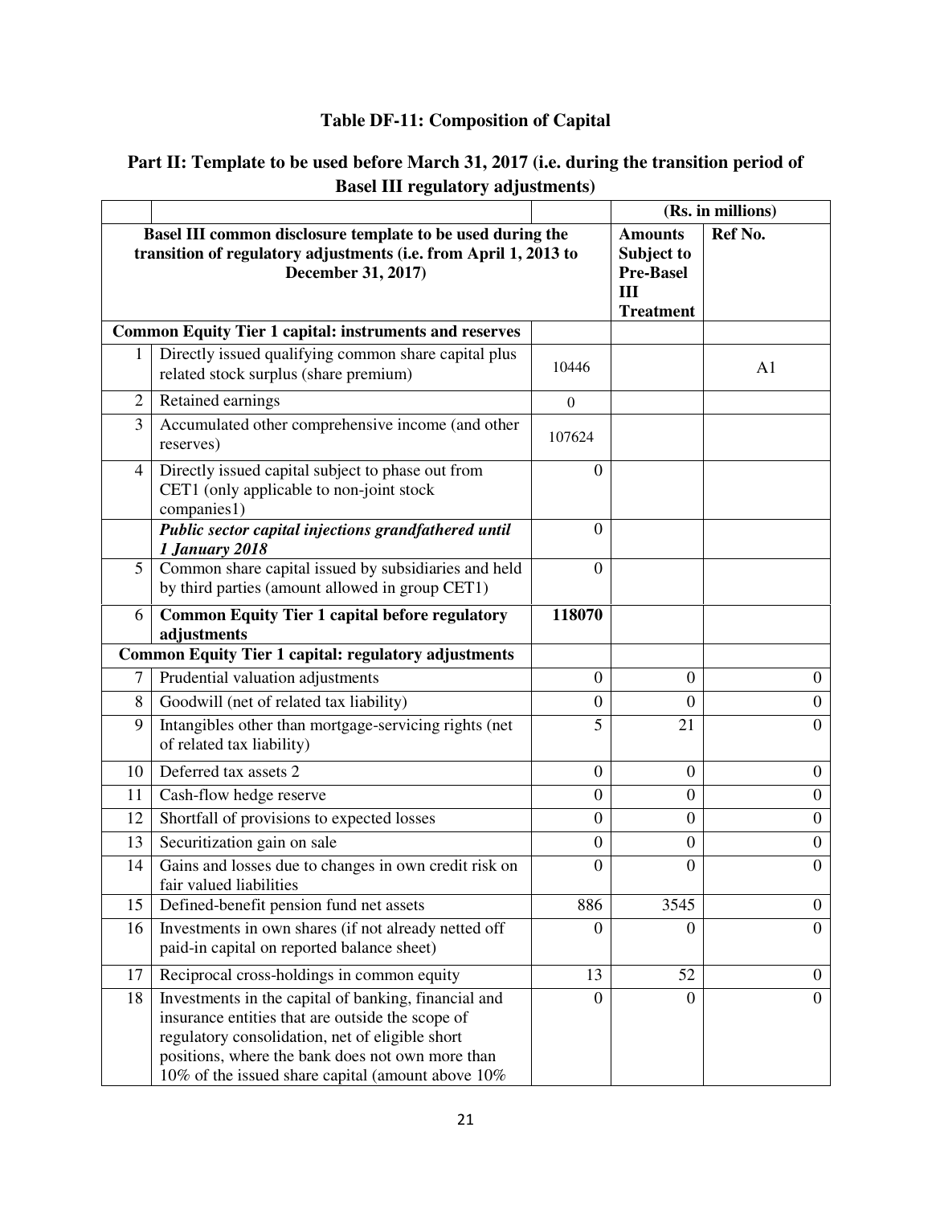## Table DF-11: Composition of Capital

### Part II: Template to be used before March 31, 2017 (i.e. during the transition period of Basel III regulatory adjustments)

| | | | (Rs. in millions) | |
|---|---|---|---|---|
| **Basel III common disclosure template to be used during the transition of regulatory adjustments (i.e. from April 1, 2013 to December 31, 2017)** | | | **Amounts Subject to Pre-Basel III Treatment** | **Ref No.** |
| **Common Equity Tier 1 capital: instruments and reserves** | | | | |
| 1 | Directly issued qualifying common share capital plus related stock surplus (share premium) | 10446 | | A1 |
| 2 | Retained earnings | 0 | | |
| 3 | Accumulated other comprehensive income (and other reserves) | 107624 | | |
| 4 | Directly issued capital subject to phase out from CET1 (only applicable to non-joint stock companies1) | 0 | | |
| | ***Public sector capital injections grandfathered until 1 January 2018*** | 0 | | |
| 5 | Common share capital issued by subsidiaries and held by third parties (amount allowed in group CET1) | 0 | | |
| 6 | **Common Equity Tier 1 capital before regulatory adjustments** | **118070** | | |
| **Common Equity Tier 1 capital: regulatory adjustments** | | | | |
| 7 | Prudential valuation adjustments | 0 | 0 | 0 |
| 8 | Goodwill (net of related tax liability) | 0 | 0 | 0 |
| 9 | Intangibles other than mortgage-servicing rights (net of related tax liability) | 5 | 21 | 0 |
| 10 | Deferred tax assets 2 | 0 | 0 | 0 |
| 11 | Cash-flow hedge reserve | 0 | 0 | 0 |
| 12 | Shortfall of provisions to expected losses | 0 | 0 | 0 |
| 13 | Securitization gain on sale | 0 | 0 | 0 |
| 14 | Gains and losses due to changes in own credit risk on fair valued liabilities | 0 | 0 | 0 |
| 15 | Defined-benefit pension fund net assets | 886 | 3545 | 0 |
| 16 | Investments in own shares (if not already netted off paid-in capital on reported balance sheet) | 0 | 0 | 0 |
| 17 | Reciprocal cross-holdings in common equity | 13 | 52 | 0 |
| 18 | Investments in the capital of banking, financial and insurance entities that are outside the scope of regulatory consolidation, net of eligible short positions, where the bank does not own more than 10% of the issued share capital (amount above 10% | 0 | 0 | 0 |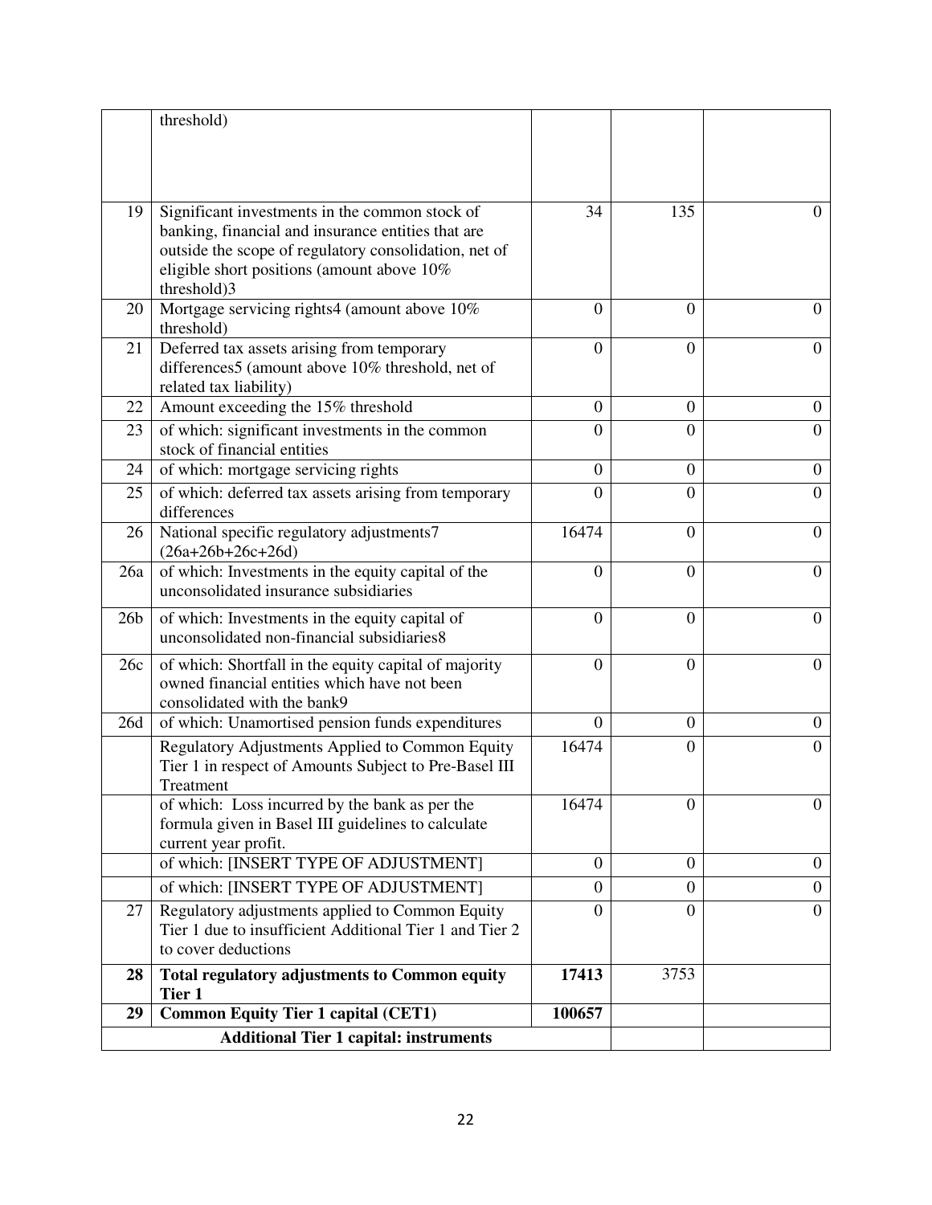|  | threshold) |  |  |  |
|---|---|---|---|---|
| 19 | Significant investments in the common stock of banking, financial and insurance entities that are outside the scope of regulatory consolidation, net of eligible short positions (amount above 10% threshold)3 | 34 | 135 | 0 |
| 20 | Mortgage servicing rights4 (amount above 10% threshold) | 0 | 0 | 0 |
| 21 | Deferred tax assets arising from temporary differences5 (amount above 10% threshold, net of related tax liability) | 0 | 0 | 0 |
| 22 | Amount exceeding the 15% threshold | 0 | 0 | 0 |
| 23 | of which: significant investments in the common stock of financial entities | 0 | 0 | 0 |
| 24 | of which: mortgage servicing rights | 0 | 0 | 0 |
| 25 | of which: deferred tax assets arising from temporary differences | 0 | 0 | 0 |
| 26 | National specific regulatory adjustments7 (26a+26b+26c+26d) | 16474 | 0 | 0 |
| 26a | of which: Investments in the equity capital of the unconsolidated insurance subsidiaries | 0 | 0 | 0 |
| 26b | of which: Investments in the equity capital of unconsolidated non-financial subsidiaries8 | 0 | 0 | 0 |
| 26c | of which: Shortfall in the equity capital of majority owned financial entities which have not been consolidated with the bank9 | 0 | 0 | 0 |
| 26d | of which: Unamortised pension funds expenditures | 0 | 0 | 0 |
|  | Regulatory Adjustments Applied to Common Equity Tier 1 in respect of Amounts Subject to Pre-Basel III Treatment | 16474 | 0 | 0 |
|  | of which: Loss incurred by the bank as per the formula given in Basel III guidelines to calculate current year profit. | 16474 | 0 | 0 |
|  | of which: [INSERT TYPE OF ADJUSTMENT] | 0 | 0 | 0 |
|  | of which: [INSERT TYPE OF ADJUSTMENT] | 0 | 0 | 0 |
| 27 | Regulatory adjustments applied to Common Equity Tier 1 due to insufficient Additional Tier 1 and Tier 2 to cover deductions | 0 | 0 | 0 |
| **28** | **Total regulatory adjustments to Common equity Tier 1** | **17413** | 3753 |  |
| **29** | **Common Equity Tier 1 capital (CET1)** | **100657** |  |  |
|  | **Additional Tier 1 capital: instruments** |  |  |  |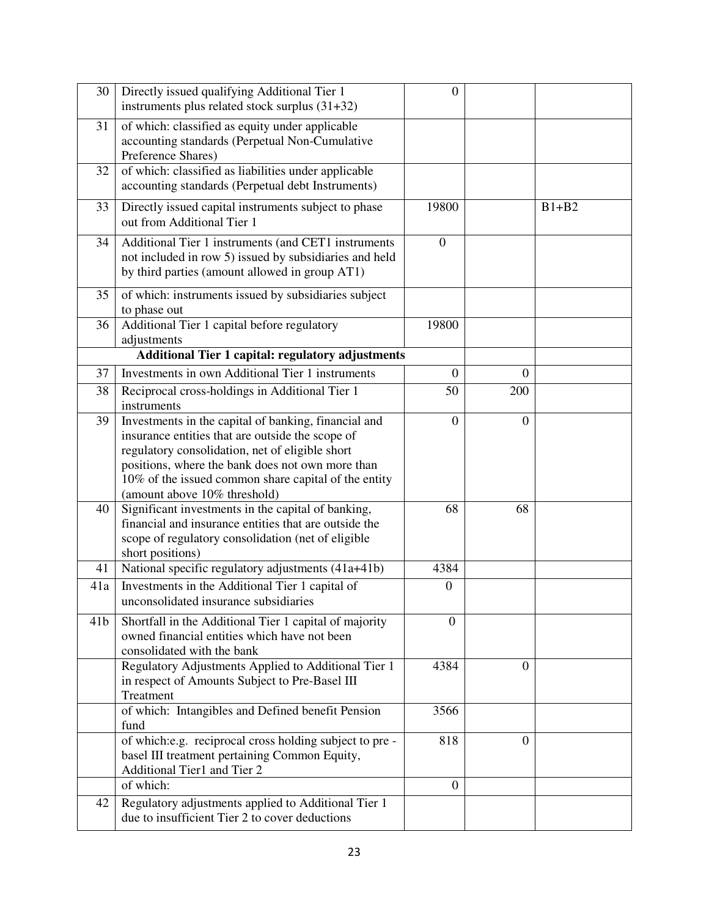| | | | | |
|---|---|---|---|---|
| 30 | Directly issued qualifying Additional Tier 1 instruments plus related stock surplus (31+32) | 0 | | |
| 31 | of which: classified as equity under applicable accounting standards (Perpetual Non-Cumulative Preference Shares) | | | |
| 32 | of which: classified as liabilities under applicable accounting standards (Perpetual debt Instruments) | | | |
| 33 | Directly issued capital instruments subject to phase out from Additional Tier 1 | 19800 | | B1+B2 |
| 34 | Additional Tier 1 instruments (and CET1 instruments not included in row 5) issued by subsidiaries and held by third parties (amount allowed in group AT1) | 0 | | |
| 35 | of which: instruments issued by subsidiaries subject to phase out | | | |
| 36 | Additional Tier 1 capital before regulatory adjustments | 19800 | | |
| | **Additional Tier 1 capital: regulatory adjustments** | | | |
| 37 | Investments in own Additional Tier 1 instruments | 0 | 0 | |
| 38 | Reciprocal cross-holdings in Additional Tier 1 instruments | 50 | 200 | |
| 39 | Investments in the capital of banking, financial and insurance entities that are outside the scope of regulatory consolidation, net of eligible short positions, where the bank does not own more than 10% of the issued common share capital of the entity (amount above 10% threshold) | 0 | 0 | |
| 40 | Significant investments in the capital of banking, financial and insurance entities that are outside the scope of regulatory consolidation (net of eligible short positions) | 68 | 68 | |
| 41 | National specific regulatory adjustments (41a+41b) | 4384 | | |
| 41a | Investments in the Additional Tier 1 capital of unconsolidated insurance subsidiaries | 0 | | |
| 41b | Shortfall in the Additional Tier 1 capital of majority owned financial entities which have not been consolidated with the bank | 0 | | |
| | Regulatory Adjustments Applied to Additional Tier 1 in respect of Amounts Subject to Pre-Basel III Treatment | 4384 | 0 | |
| | of which: Intangibles and Defined benefit Pension fund | 3566 | | |
| | of which:e.g. reciprocal cross holding subject to pre - basel III treatment pertaining Common Equity, Additional Tier1 and Tier 2 | 818 | 0 | |
| | of which: | 0 | | |
| 42 | Regulatory adjustments applied to Additional Tier 1 due to insufficient Tier 2 to cover deductions | | | |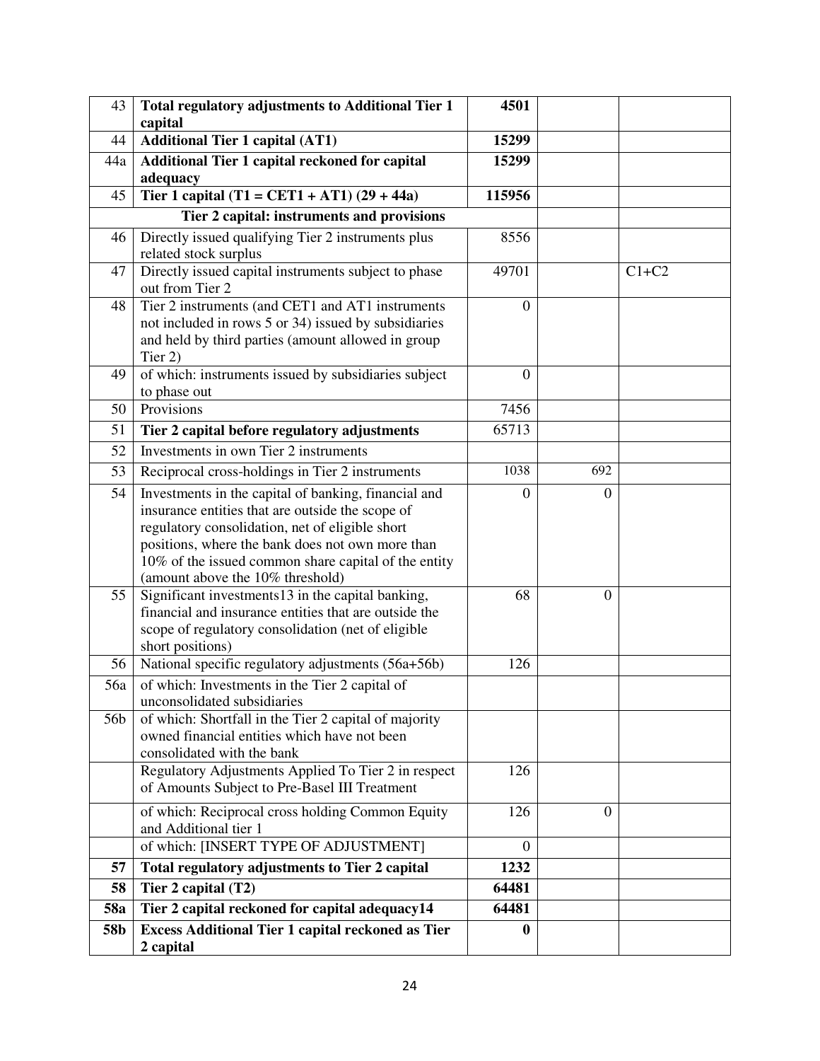| 43 | **Total regulatory adjustments to Additional Tier 1 capital** | **4501** | | |
|---|---|---|---|---|
| 44 | **Additional Tier 1 capital (AT1)** | **15299** | | |
| 44a | **Additional Tier 1 capital reckoned for capital adequacy** | **15299** | | |
| 45 | **Tier 1 capital (T1 = CET1 + AT1) (29 + 44a)** | **115956** | | |
| | **Tier 2 capital: instruments and provisions** | | | |
| 46 | Directly issued qualifying Tier 2 instruments plus related stock surplus | 8556 | | |
| 47 | Directly issued capital instruments subject to phase out from Tier 2 | 49701 | | C1+C2 |
| 48 | Tier 2 instruments (and CET1 and AT1 instruments not included in rows 5 or 34) issued by subsidiaries and held by third parties (amount allowed in group Tier 2) | 0 | | |
| 49 | of which: instruments issued by subsidiaries subject to phase out | 0 | | |
| 50 | Provisions | 7456 | | |
| 51 | **Tier 2 capital before regulatory adjustments** | 65713 | | |
| 52 | Investments in own Tier 2 instruments | | | |
| 53 | Reciprocal cross-holdings in Tier 2 instruments | 1038 | 692 | |
| 54 | Investments in the capital of banking, financial and insurance entities that are outside the scope of regulatory consolidation, net of eligible short positions, where the bank does not own more than 10% of the issued common share capital of the entity (amount above the 10% threshold) | 0 | 0 | |
| 55 | Significant investments13 in the capital banking, financial and insurance entities that are outside the scope of regulatory consolidation (net of eligible short positions) | 68 | 0 | |
| 56 | National specific regulatory adjustments (56a+56b) | 126 | | |
| 56a | of which: Investments in the Tier 2 capital of unconsolidated subsidiaries | | | |
| 56b | of which: Shortfall in the Tier 2 capital of majority owned financial entities which have not been consolidated with the bank | | | |
| | Regulatory Adjustments Applied To Tier 2 in respect of Amounts Subject to Pre-Basel III Treatment | 126 | | |
| | of which: Reciprocal cross holding Common Equity and Additional tier 1 | 126 | 0 | |
| | of which: [INSERT TYPE OF ADJUSTMENT] | 0 | | |
| **57** | **Total regulatory adjustments to Tier 2 capital** | **1232** | | |
| **58** | **Tier 2 capital (T2)** | **64481** | | |
| **58a** | **Tier 2 capital reckoned for capital adequacy14** | **64481** | | |
| **58b** | **Excess Additional Tier 1 capital reckoned as Tier 2 capital** | **0** | | |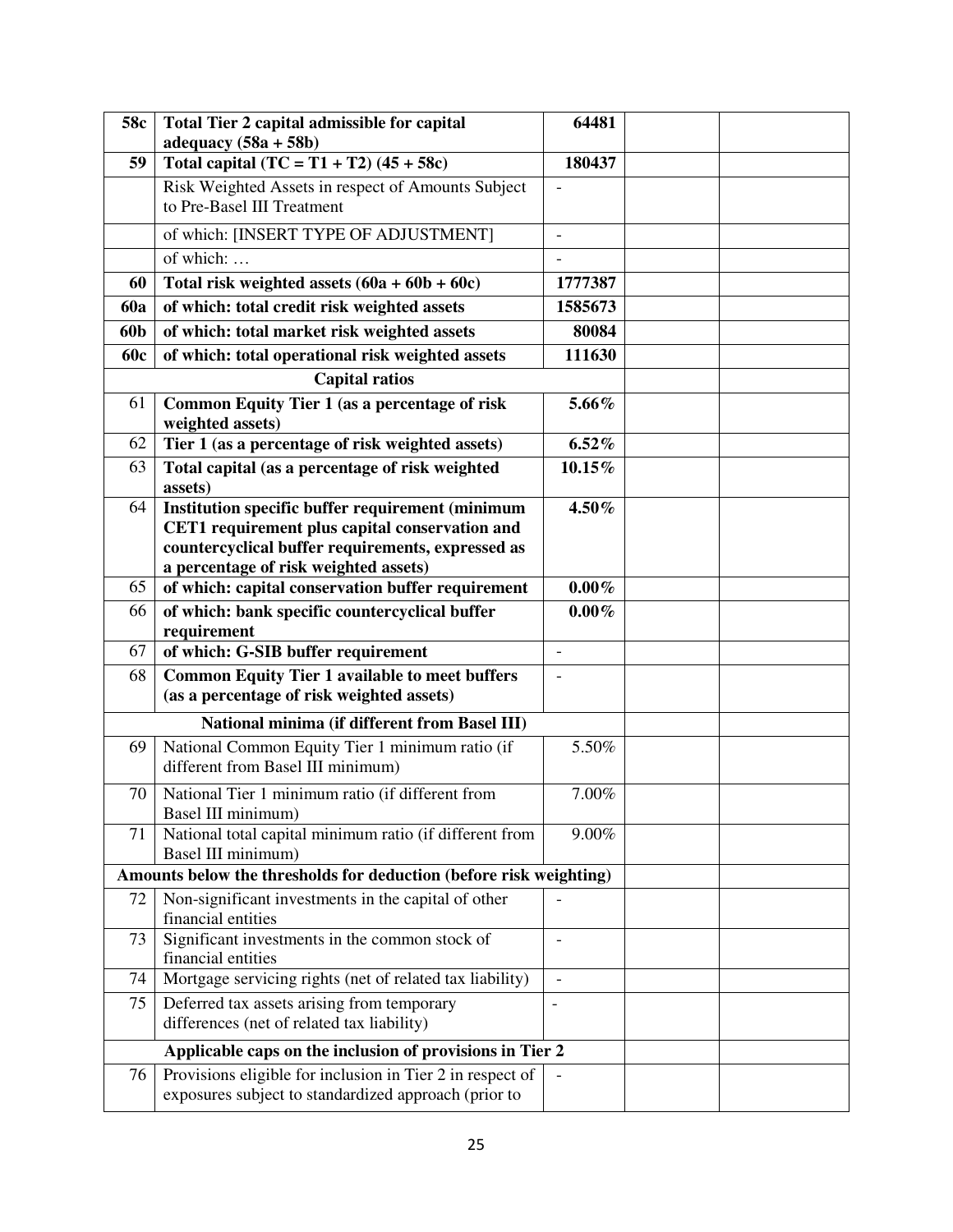| | | | | |
|---|---|---|---|---|
| **58c** | **Total Tier 2 capital admissible for capital adequacy (58a + 58b)** | **64481** | | |
| **59** | **Total capital (TC = T1 + T2) (45 + 58c)** | **180437** | | |
| | Risk Weighted Assets in respect of Amounts Subject to Pre-Basel III Treatment | - | | |
| | of which: [INSERT TYPE OF ADJUSTMENT] | - | | |
| | of which: … | - | | |
| **60** | **Total risk weighted assets (60a + 60b + 60c)** | **1777387** | | |
| **60a** | **of which: total credit risk weighted assets** | **1585673** | | |
| **60b** | **of which: total market risk weighted assets** | **80084** | | |
| **60c** | **of which: total operational risk weighted assets** | **111630** | | |
| | **Capital ratios** | | | |
| 61 | **Common Equity Tier 1 (as a percentage of risk weighted assets)** | **5.66%** | | |
| 62 | **Tier 1 (as a percentage of risk weighted assets)** | **6.52%** | | |
| 63 | **Total capital (as a percentage of risk weighted assets)** | **10.15%** | | |
| 64 | **Institution specific buffer requirement (minimum CET1 requirement plus capital conservation and countercyclical buffer requirements, expressed as a percentage of risk weighted assets)** | **4.50%** | | |
| 65 | **of which: capital conservation buffer requirement** | **0.00%** | | |
| 66 | **of which: bank specific countercyclical buffer requirement** | **0.00%** | | |
| 67 | **of which: G-SIB buffer requirement** | - | | |
| 68 | **Common Equity Tier 1 available to meet buffers (as a percentage of risk weighted assets)** | - | | |
| | **National minima (if different from Basel III)** | | | |
| 69 | National Common Equity Tier 1 minimum ratio (if different from Basel III minimum) | 5.50% | | |
| 70 | National Tier 1 minimum ratio (if different from Basel III minimum) | 7.00% | | |
| 71 | National total capital minimum ratio (if different from Basel III minimum) | 9.00% | | |
| | **Amounts below the thresholds for deduction (before risk weighting)** | | | |
| 72 | Non-significant investments in the capital of other financial entities | - | | |
| 73 | Significant investments in the common stock of financial entities | - | | |
| 74 | Mortgage servicing rights (net of related tax liability) | - | | |
| 75 | Deferred tax assets arising from temporary differences (net of related tax liability) | - | | |
| | **Applicable caps on the inclusion of provisions in Tier 2** | | | |
| 76 | Provisions eligible for inclusion in Tier 2 in respect of exposures subject to standardized approach (prior to | - | | |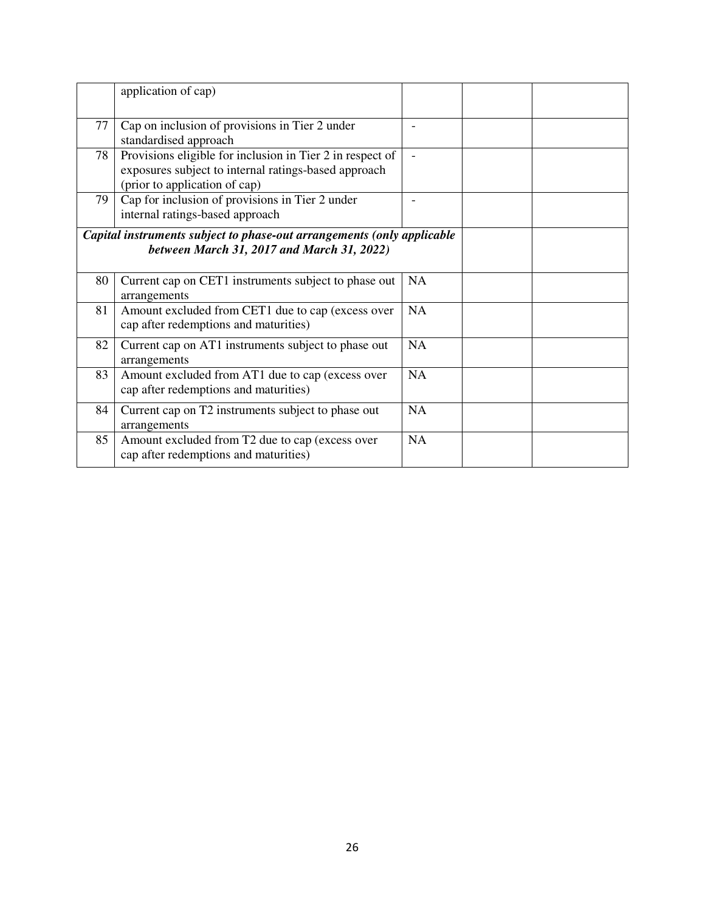| | | | | |
|---|---|---|---|---|
| | application of cap) | | | |
| 77 | Cap on inclusion of provisions in Tier 2 under standardised approach | - | | |
| 78 | Provisions eligible for inclusion in Tier 2 in respect of exposures subject to internal ratings-based approach (prior to application of cap) | - | | |
| 79 | Cap for inclusion of provisions in Tier 2 under internal ratings-based approach | - | | |
| ***Capital instruments subject to phase-out arrangements (only applicable between March 31, 2017 and March 31, 2022)*** | | | | |
| 80 | Current cap on CET1 instruments subject to phase out arrangements | NA | | |
| 81 | Amount excluded from CET1 due to cap (excess over cap after redemptions and maturities) | NA | | |
| 82 | Current cap on AT1 instruments subject to phase out arrangements | NA | | |
| 83 | Amount excluded from AT1 due to cap (excess over cap after redemptions and maturities) | NA | | |
| 84 | Current cap on T2 instruments subject to phase out arrangements | NA | | |
| 85 | Amount excluded from T2 due to cap (excess over cap after redemptions and maturities) | NA | | |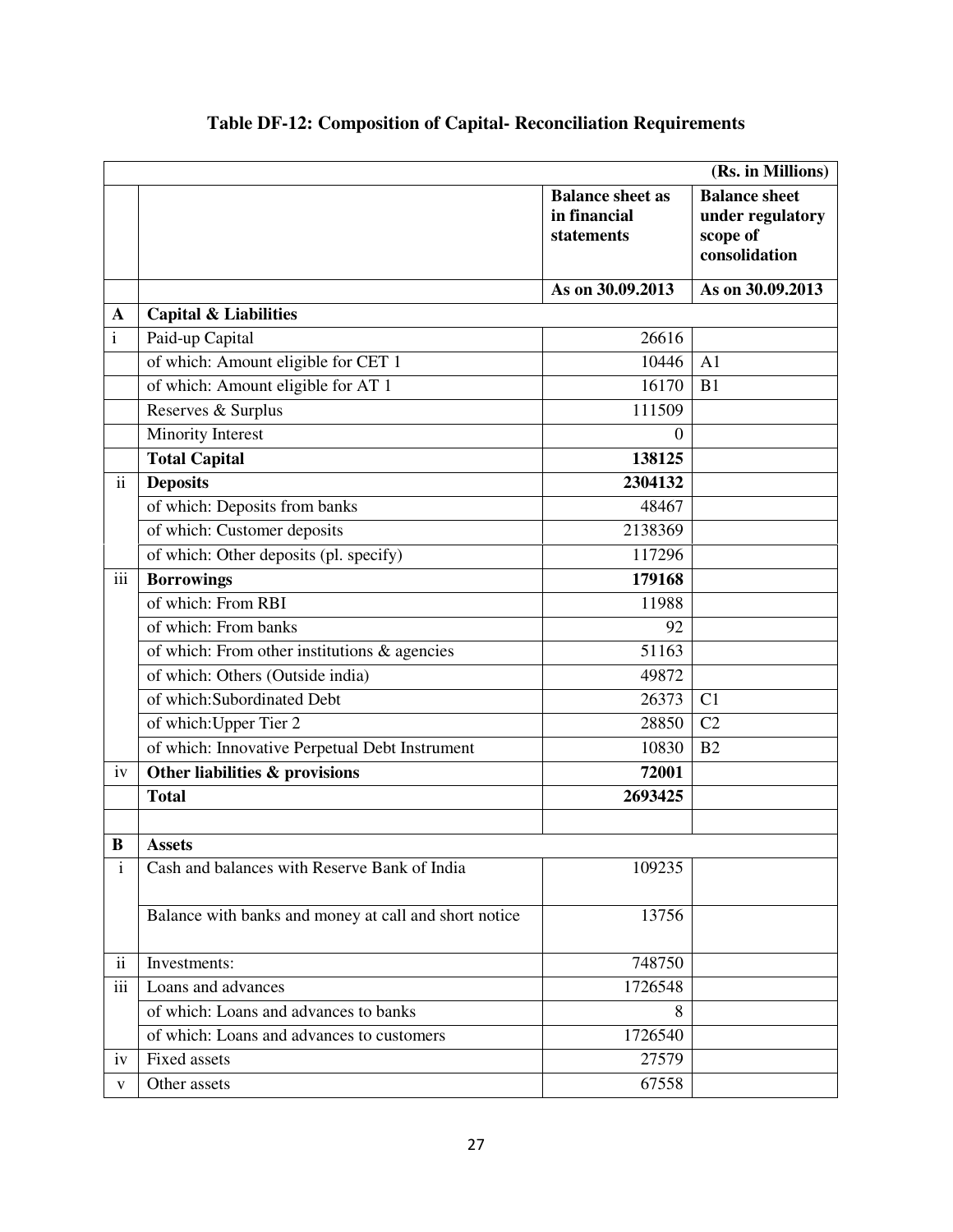# Table DF-12: Composition of Capital- Reconciliation Requirements

| | | | (Rs. in Millions) |
|---|---|---|---|
| | | **Balance sheet as in financial statements** | **Balance sheet under regulatory scope of consolidation** |
| | | **As on 30.09.2013** | **As on 30.09.2013** |
| **A** | **Capital & Liabilities** | | |
| i | Paid-up Capital | 26616 | |
| | of which: Amount eligible for CET 1 | 10446 | A1 |
| | of which: Amount eligible for AT 1 | 16170 | B1 |
| | Reserves & Surplus | 111509 | |
| | Minority Interest | 0 | |
| | **Total Capital** | **138125** | |
| ii | **Deposits** | **2304132** | |
| | of which: Deposits from banks | 48467 | |
| | of which: Customer deposits | 2138369 | |
| | of which: Other deposits (pl. specify) | 117296 | |
| iii | **Borrowings** | **179168** | |
| | of which: From RBI | 11988 | |
| | of which: From banks | 92 | |
| | of which: From other institutions & agencies | 51163 | |
| | of which: Others (Outside india) | 49872 | |
| | of which:Subordinated Debt | 26373 | C1 |
| | of which:Upper Tier 2 | 28850 | C2 |
| | of which: Innovative Perpetual Debt Instrument | 10830 | B2 |
| iv | **Other liabilities & provisions** | **72001** | |
| | **Total** | **2693425** | |
| | | | |
| **B** | **Assets** | | |
| i | Cash and balances with Reserve Bank of India | 109235 | |
| | Balance with banks and money at call and short notice | 13756 | |
| ii | Investments: | 748750 | |
| iii | Loans and advances | 1726548 | |
| | of which: Loans and advances to banks | 8 | |
| | of which: Loans and advances to customers | 1726540 | |
| iv | Fixed assets | 27579 | |
| v | Other assets | 67558 | |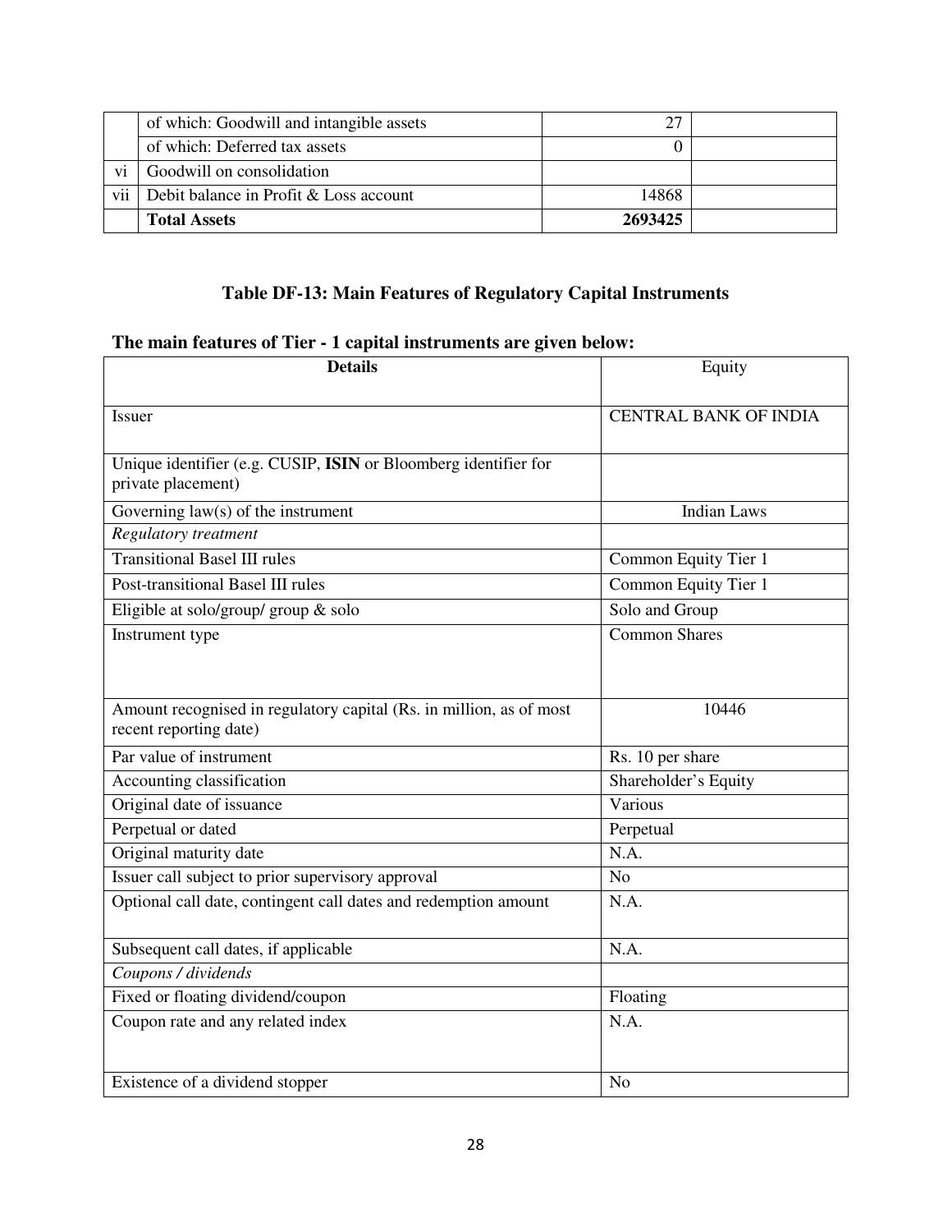| | | | |
|---|---|---|---|
| | of which: Goodwill and intangible assets | 27 | |
| | of which: Deferred tax assets | 0 | |
| vi | Goodwill on consolidation | | |
| vii | Debit balance in Profit & Loss account | 14868 | |
| | **Total Assets** | **2693425** | |

## Table DF-13: Main Features of Regulatory Capital Instruments

### The main features of Tier - 1 capital instruments are given below:

| **Details** | Equity |
|---|---|
| Issuer | CENTRAL BANK OF INDIA |
| Unique identifier (e.g. CUSIP, **ISIN** or Bloomberg identifier for private placement) | |
| Governing law(s) of the instrument | Indian Laws |
| *Regulatory treatment* | |
| Transitional Basel III rules | Common Equity Tier 1 |
| Post-transitional Basel III rules | Common Equity Tier 1 |
| Eligible at solo/group/ group & solo | Solo and Group |
| Instrument type | Common Shares |
| Amount recognised in regulatory capital (Rs. in million, as of most recent reporting date) | 10446 |
| Par value of instrument | Rs. 10 per share |
| Accounting classification | Shareholder's Equity |
| Original date of issuance | Various |
| Perpetual or dated | Perpetual |
| Original maturity date | N.A. |
| Issuer call subject to prior supervisory approval | No |
| Optional call date, contingent call dates and redemption amount | N.A. |
| Subsequent call dates, if applicable | N.A. |
| *Coupons / dividends* | |
| Fixed or floating dividend/coupon | Floating |
| Coupon rate and any related index | N.A. |
| Existence of a dividend stopper | No |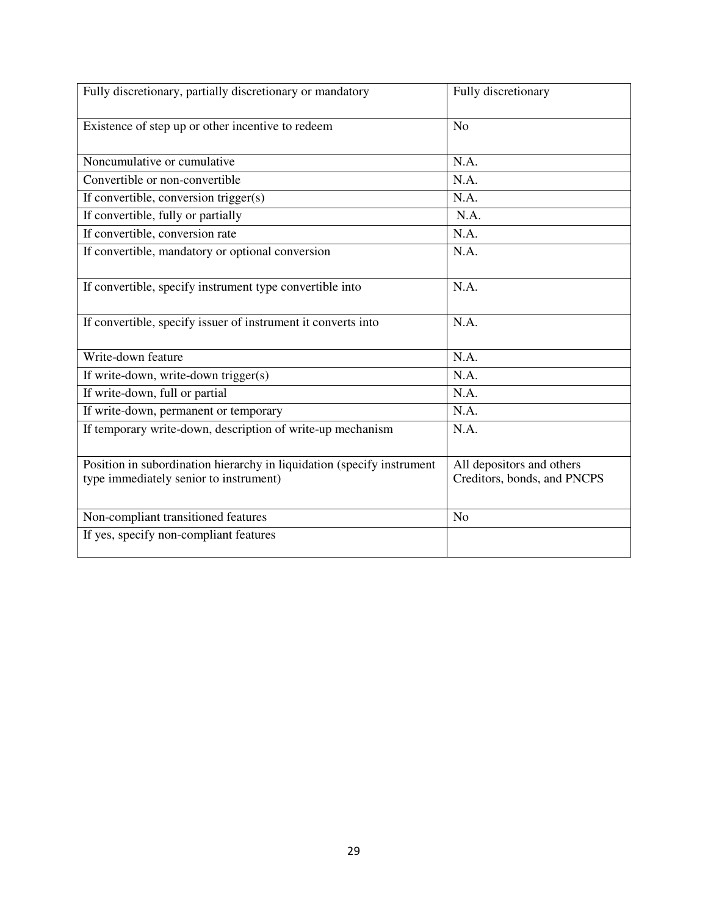| | |
|---|---|
| Fully discretionary, partially discretionary or mandatory | Fully discretionary |
| Existence of step up or other incentive to redeem | No |
| Noncumulative or cumulative | N.A. |
| Convertible or non-convertible | N.A. |
| If convertible, conversion trigger(s) | N.A. |
| If convertible, fully or partially | N.A. |
| If convertible, conversion rate | N.A. |
| If convertible, mandatory or optional conversion | N.A. |
| If convertible, specify instrument type convertible into | N.A. |
| If convertible, specify issuer of instrument it converts into | N.A. |
| Write-down feature | N.A. |
| If write-down, write-down trigger(s) | N.A. |
| If write-down, full or partial | N.A. |
| If write-down, permanent or temporary | N.A. |
| If temporary write-down, description of write-up mechanism | N.A. |
| Position in subordination hierarchy in liquidation (specify instrument type immediately senior to instrument) | All depositors and others Creditors, bonds, and PNCPS |
| Non-compliant transitioned features | No |
| If yes, specify non-compliant features | |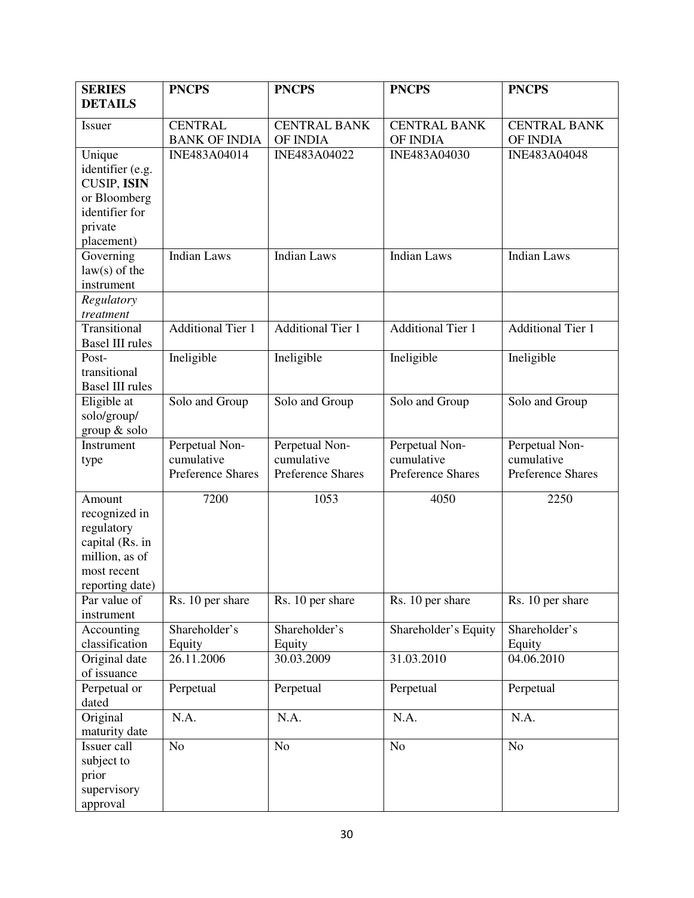| **SERIES DETAILS** | **PNCPS** | **PNCPS** | **PNCPS** | **PNCPS** |
|---|---|---|---|---|
| Issuer | CENTRAL BANK OF INDIA | CENTRAL BANK OF INDIA | CENTRAL BANK OF INDIA | CENTRAL BANK OF INDIA |
| Unique identifier (e.g. CUSIP, **ISIN** or Bloomberg identifier for private placement) | INE483A04014 | INE483A04022 | INE483A04030 | INE483A04048 |
| Governing law(s) of the instrument | Indian Laws | Indian Laws | Indian Laws | Indian Laws |
| *Regulatory treatment* | | | | |
| Transitional Basel III rules | Additional Tier 1 | Additional Tier 1 | Additional Tier 1 | Additional Tier 1 |
| Post-transitional Basel III rules | Ineligible | Ineligible | Ineligible | Ineligible |
| Eligible at solo/group/ group & solo | Solo and Group | Solo and Group | Solo and Group | Solo and Group |
| Instrument type | Perpetual Non-cumulative Preference Shares | Perpetual Non-cumulative Preference Shares | Perpetual Non-cumulative Preference Shares | Perpetual Non-cumulative Preference Shares |
| Amount recognized in regulatory capital (Rs. in million, as of most recent reporting date) | 7200 | 1053 | 4050 | 2250 |
| Par value of instrument | Rs. 10 per share | Rs. 10 per share | Rs. 10 per share | Rs. 10 per share |
| Accounting classification | Shareholder's Equity | Shareholder's Equity | Shareholder's Equity | Shareholder's Equity |
| Original date of issuance | 26.11.2006 | 30.03.2009 | 31.03.2010 | 04.06.2010 |
| Perpetual or dated | Perpetual | Perpetual | Perpetual | Perpetual |
| Original maturity date | N.A. | N.A. | N.A. | N.A. |
| Issuer call subject to prior supervisory approval | No | No | No | No |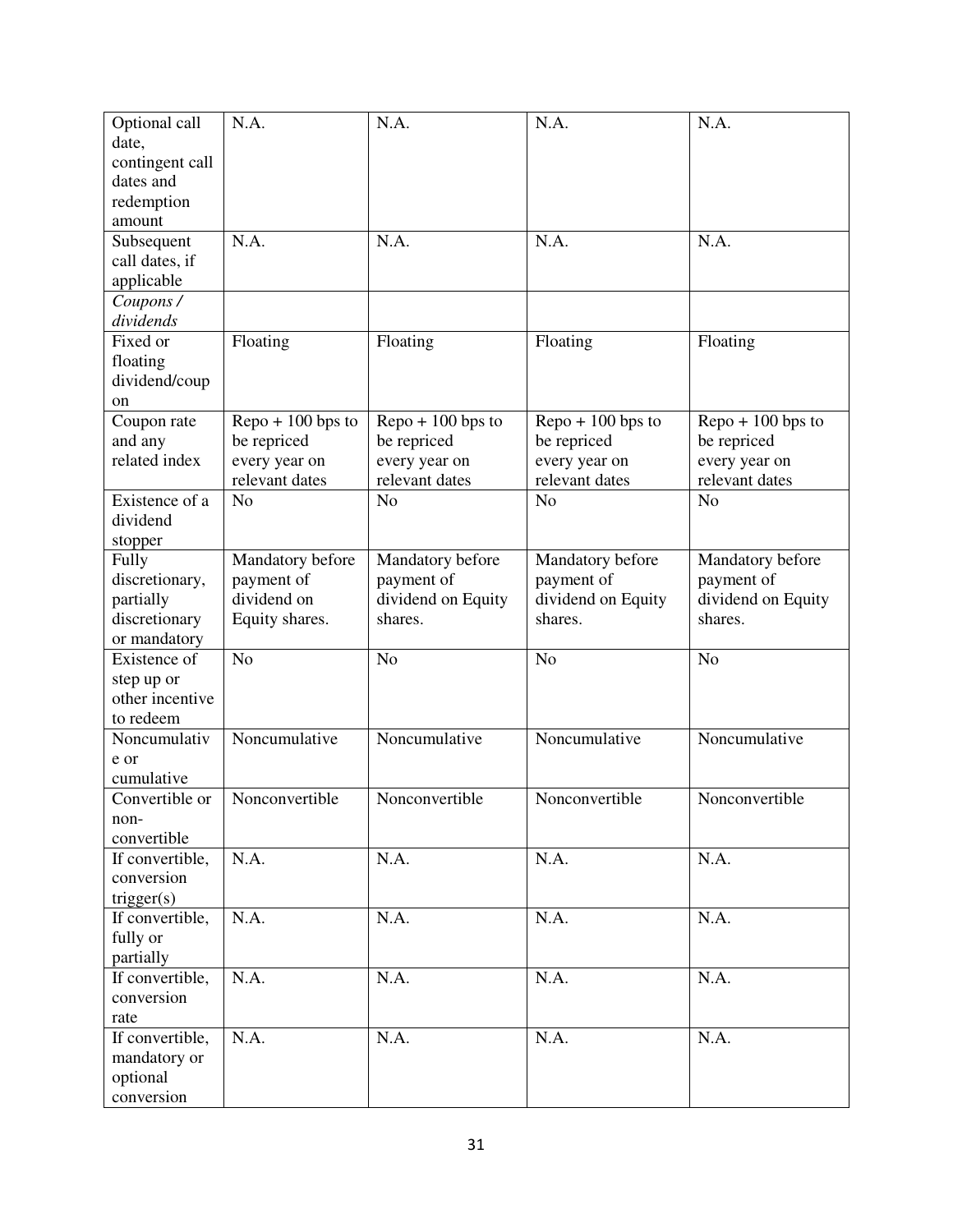| Optional call date, contingent call dates and redemption amount | N.A. | N.A. | N.A. | N.A. |
|---|---|---|---|---|
| Subsequent call dates, if applicable | N.A. | N.A. | N.A. | N.A. |
| *Coupons / dividends* | | | | |
| Fixed or floating dividend/coupon | Floating | Floating | Floating | Floating |
| Coupon rate and any related index | Repo + 100 bps to be repriced every year on relevant dates | Repo + 100 bps to be repriced every year on relevant dates | Repo + 100 bps to be repriced every year on relevant dates | Repo + 100 bps to be repriced every year on relevant dates |
| Existence of a dividend stopper | No | No | No | No |
| Fully discretionary, partially discretionary or mandatory | Mandatory before payment of dividend on Equity shares. | Mandatory before payment of dividend on Equity shares. | Mandatory before payment of dividend on Equity shares. | Mandatory before payment of dividend on Equity shares. |
| Existence of step up or other incentive to redeem | No | No | No | No |
| Noncumulative or cumulative | Noncumulative | Noncumulative | Noncumulative | Noncumulative |
| Convertible or non-convertible | Nonconvertible | Nonconvertible | Nonconvertible | Nonconvertible |
| If convertible, conversion trigger(s) | N.A. | N.A. | N.A. | N.A. |
| If convertible, fully or partially | N.A. | N.A. | N.A. | N.A. |
| If convertible, conversion rate | N.A. | N.A. | N.A. | N.A. |
| If convertible, mandatory or optional conversion | N.A. | N.A. | N.A. | N.A. |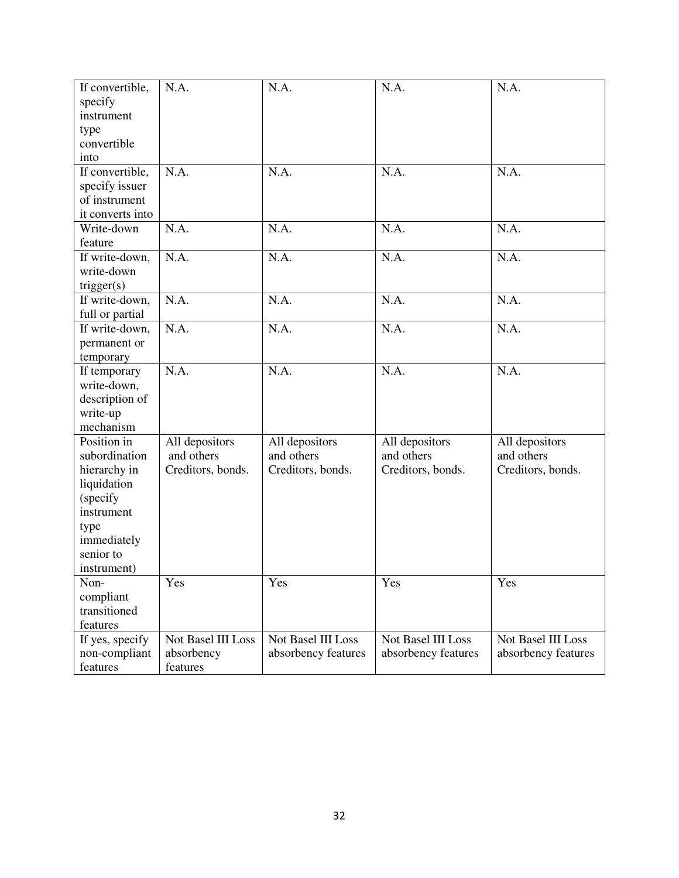| If convertible, specify instrument type convertible into | N.A. | N.A. | N.A. | N.A. |
|---|---|---|---|---|
| If convertible, specify issuer of instrument it converts into | N.A. | N.A. | N.A. | N.A. |
| Write-down feature | N.A. | N.A. | N.A. | N.A. |
| If write-down, write-down trigger(s) | N.A. | N.A. | N.A. | N.A. |
| If write-down, full or partial | N.A. | N.A. | N.A. | N.A. |
| If write-down, permanent or temporary | N.A. | N.A. | N.A. | N.A. |
| If temporary write-down, description of write-up mechanism | N.A. | N.A. | N.A. | N.A. |
| Position in subordination hierarchy in liquidation (specify instrument type immediately senior to instrument) | All depositors and others Creditors, bonds. | All depositors and others Creditors, bonds. | All depositors and others Creditors, bonds. | All depositors and others Creditors, bonds. |
| Non-compliant transitioned features | Yes | Yes | Yes | Yes |
| If yes, specify non-compliant features | Not Basel III Loss absorbency features | Not Basel III Loss absorbency features | Not Basel III Loss absorbency features | Not Basel III Loss absorbency features |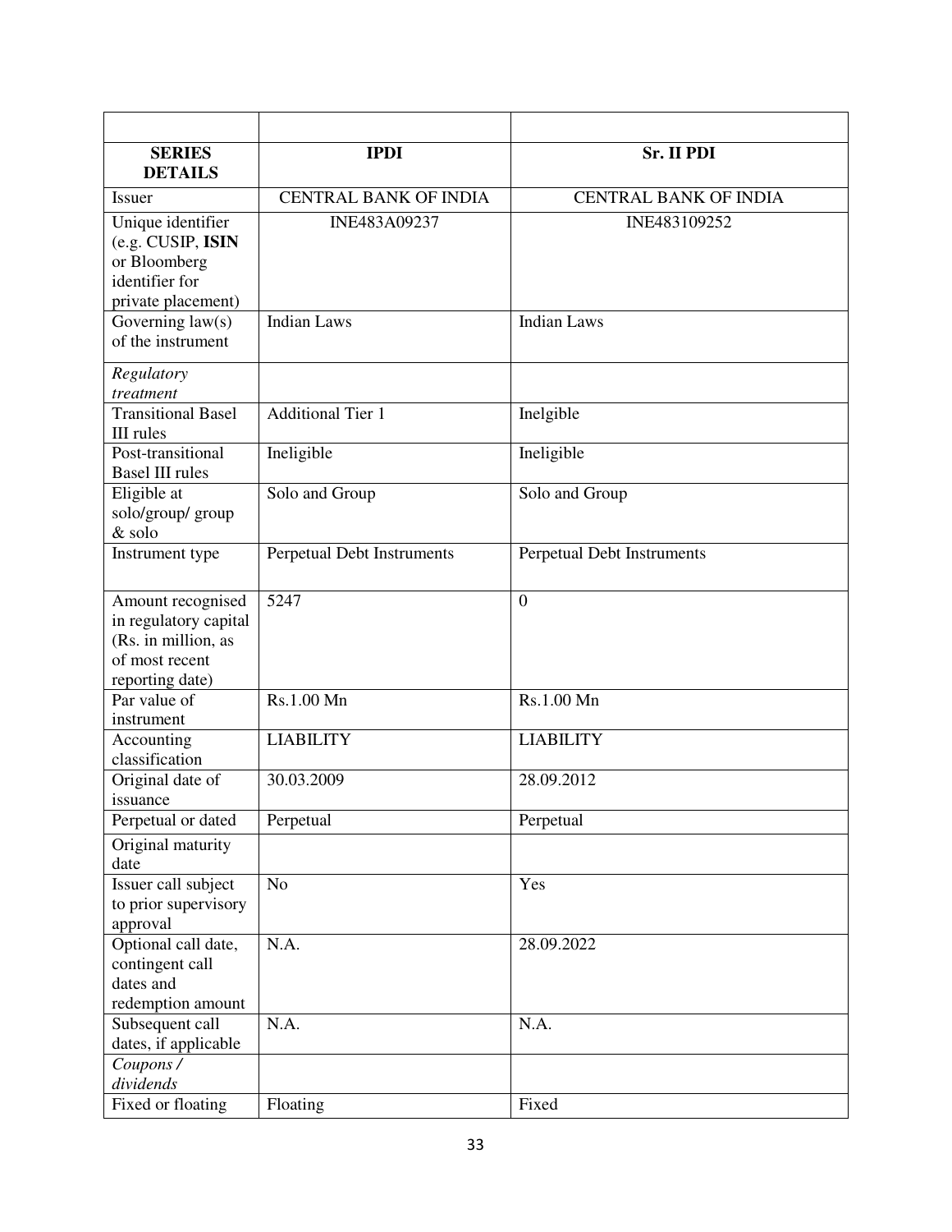| | | |
|---|---|---|
| **SERIES DETAILS** | **IPDI** | **Sr. II PDI** |
| Issuer | CENTRAL BANK OF INDIA | CENTRAL BANK OF INDIA |
| Unique identifier (e.g. CUSIP, **ISIN** or Bloomberg identifier for private placement) | INE483A09237 | INE483109252 |
| Governing law(s) of the instrument | Indian Laws | Indian Laws |
| *Regulatory treatment* | | |
| Transitional Basel III rules | Additional Tier 1 | Inelgible |
| Post-transitional Basel III rules | Ineligible | Ineligible |
| Eligible at solo/group/ group & solo | Solo and Group | Solo and Group |
| Instrument type | Perpetual Debt Instruments | Perpetual Debt Instruments |
| Amount recognised in regulatory capital (Rs. in million, as of most recent reporting date) | 5247 | 0 |
| Par value of instrument | Rs.1.00 Mn | Rs.1.00 Mn |
| Accounting classification | LIABILITY | LIABILITY |
| Original date of issuance | 30.03.2009 | 28.09.2012 |
| Perpetual or dated | Perpetual | Perpetual |
| Original maturity date | | |
| Issuer call subject to prior supervisory approval | No | Yes |
| Optional call date, contingent call dates and redemption amount | N.A. | 28.09.2022 |
| Subsequent call dates, if applicable | N.A. | N.A. |
| *Coupons / dividends* | | |
| Fixed or floating | Floating | Fixed |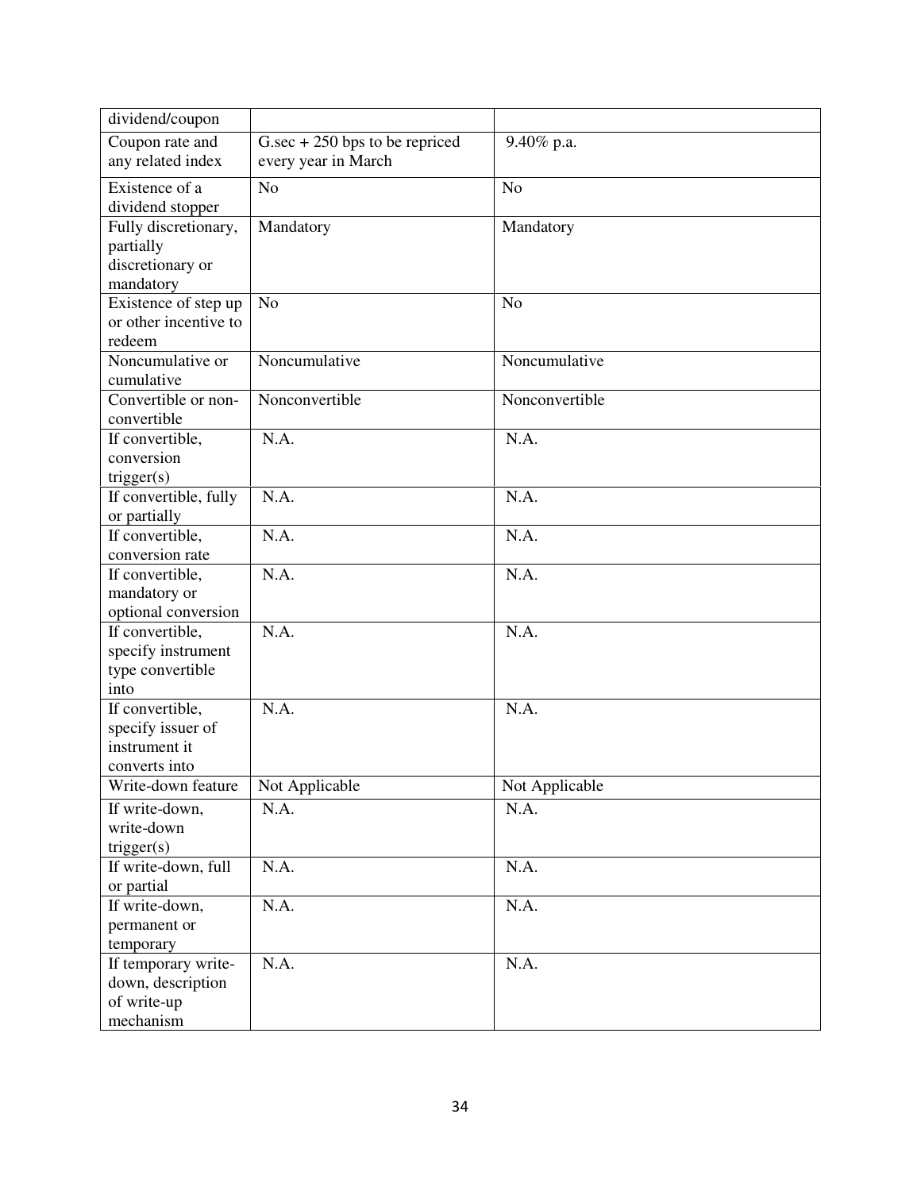| dividend/coupon | | |
|---|---|---|
| Coupon rate and any related index | G.sec + 250 bps to be repriced every year in March | 9.40% p.a. |
| Existence of a dividend stopper | No | No |
| Fully discretionary, partially discretionary or mandatory | Mandatory | Mandatory |
| Existence of step up or other incentive to redeem | No | No |
| Noncumulative or cumulative | Noncumulative | Noncumulative |
| Convertible or non-convertible | Nonconvertible | Nonconvertible |
| If convertible, conversion trigger(s) | N.A. | N.A. |
| If convertible, fully or partially | N.A. | N.A. |
| If convertible, conversion rate | N.A. | N.A. |
| If convertible, mandatory or optional conversion | N.A. | N.A. |
| If convertible, specify instrument type convertible into | N.A. | N.A. |
| If convertible, specify issuer of instrument it converts into | N.A. | N.A. |
| Write-down feature | Not Applicable | Not Applicable |
| If write-down, write-down trigger(s) | N.A. | N.A. |
| If write-down, full or partial | N.A. | N.A. |
| If write-down, permanent or temporary | N.A. | N.A. |
| If temporary write-down, description of write-up mechanism | N.A. | N.A. |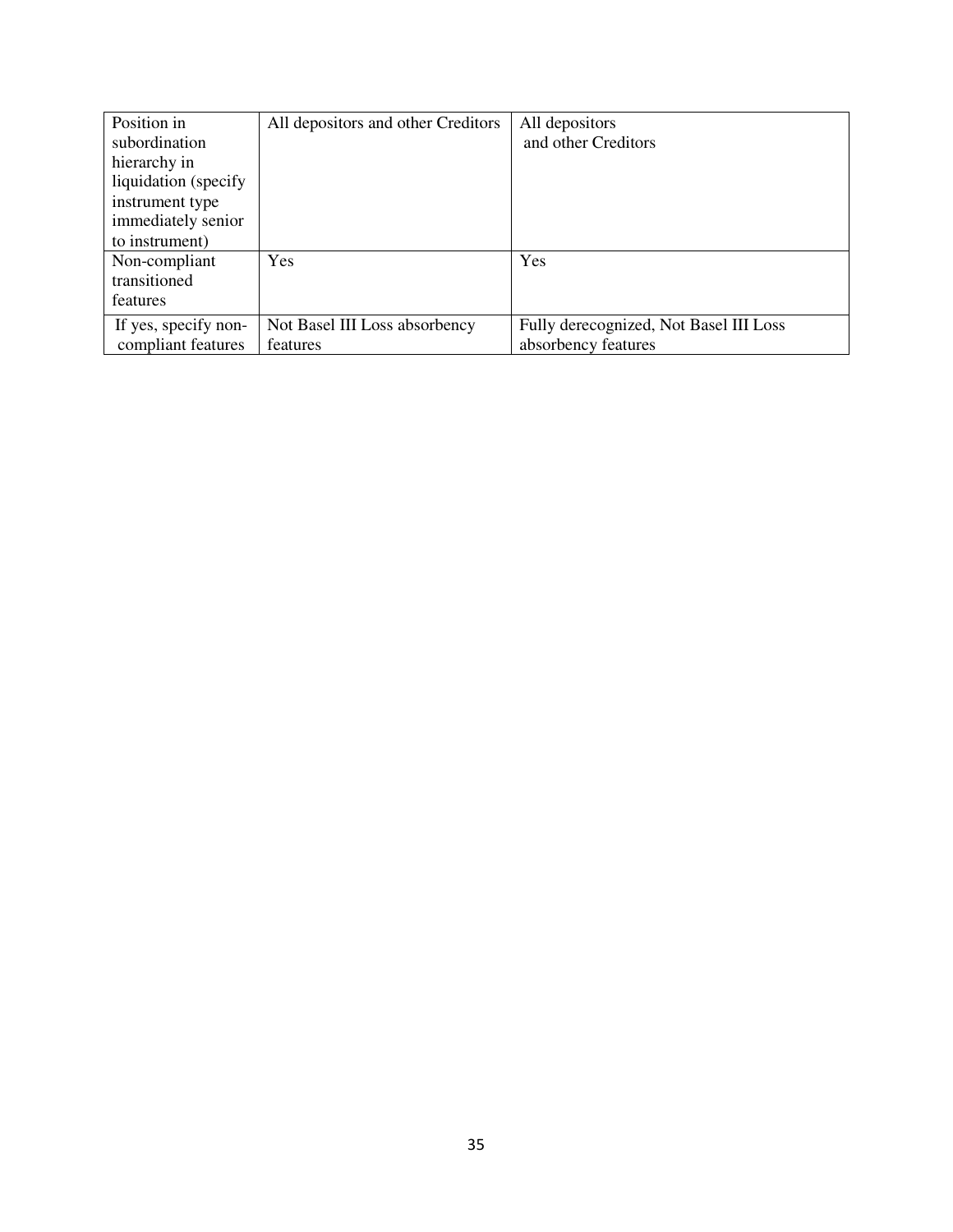| Position in subordination hierarchy in liquidation (specify instrument type immediately senior to instrument) | All depositors and other Creditors | All depositors and other Creditors |
|---|---|---|
| Non-compliant transitioned features | Yes | Yes |
| If yes, specify non-compliant features | Not Basel III Loss absorbency features | Fully derecognized, Not Basel III Loss absorbency features |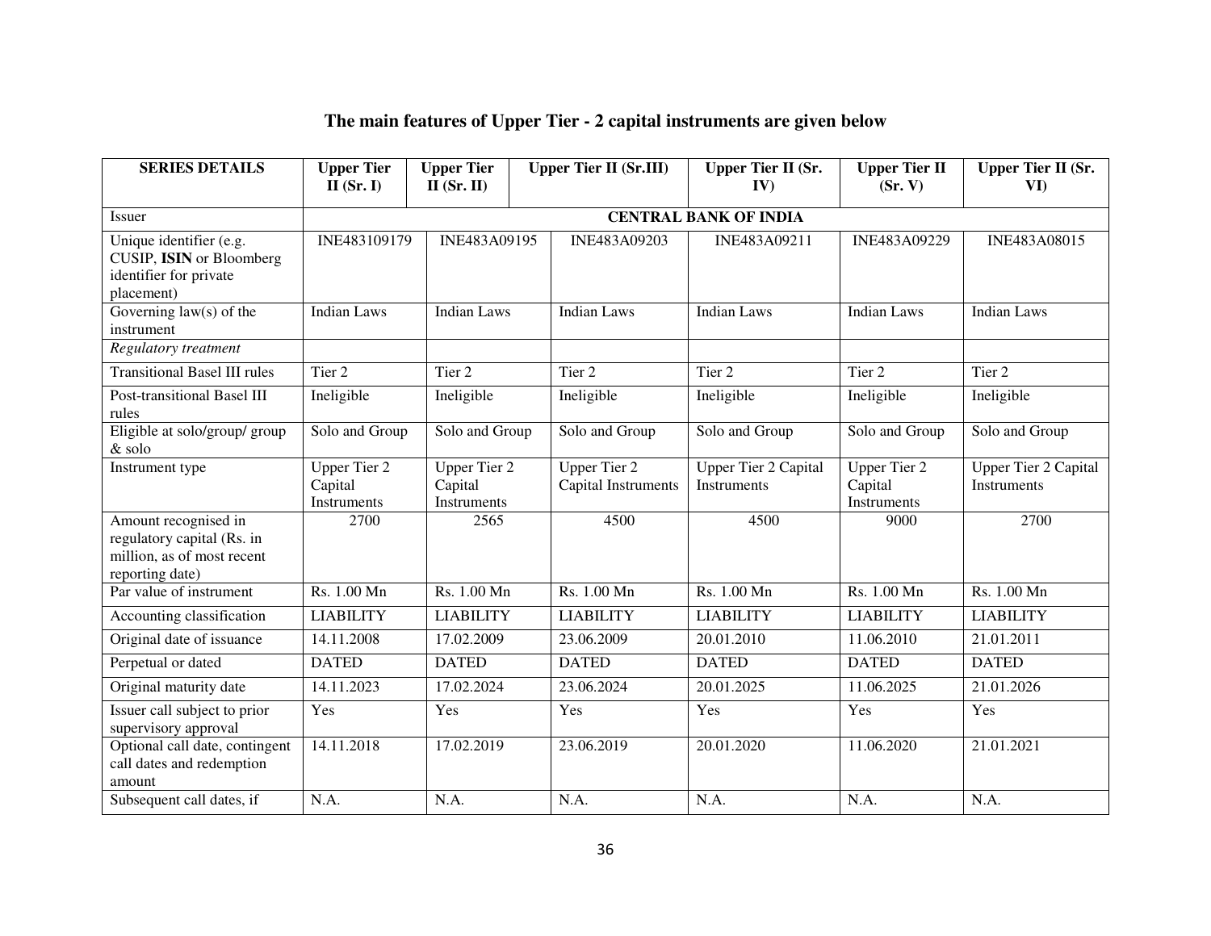## The main features of Upper Tier - 2 capital instruments are given below

| SERIES DETAILS | Upper Tier II (Sr. I) | Upper Tier II (Sr. II) | Upper Tier II (Sr.III) | Upper Tier II (Sr. IV) | Upper Tier II (Sr. V) | Upper Tier II (Sr. VI) |
|---|---|---|---|---|---|---|
| Issuer | CENTRAL BANK OF INDIA | | | | | |
| Unique identifier (e.g. CUSIP, **ISIN** or Bloomberg identifier for private placement) | INE483109179 | INE483A09195 | INE483A09203 | INE483A09211 | INE483A09229 | INE483A08015 |
| Governing law(s) of the instrument | Indian Laws | Indian Laws | Indian Laws | Indian Laws | Indian Laws | Indian Laws |
| *Regulatory treatment* | | | | | | |
| Transitional Basel III rules | Tier 2 | Tier 2 | Tier 2 | Tier 2 | Tier 2 | Tier 2 |
| Post-transitional Basel III rules | Ineligible | Ineligible | Ineligible | Ineligible | Ineligible | Ineligible |
| Eligible at solo/group/ group & solo | Solo and Group | Solo and Group | Solo and Group | Solo and Group | Solo and Group | Solo and Group |
| Instrument type | Upper Tier 2 Capital Instruments | Upper Tier 2 Capital Instruments | Upper Tier 2 Capital Instruments | Upper Tier 2 Capital Instruments | Upper Tier 2 Capital Instruments | Upper Tier 2 Capital Instruments |
| Amount recognised in regulatory capital (Rs. in million, as of most recent reporting date) | 2700 | 2565 | 4500 | 4500 | 9000 | 2700 |
| Par value of instrument | Rs. 1.00 Mn | Rs. 1.00 Mn | Rs. 1.00 Mn | Rs. 1.00 Mn | Rs. 1.00 Mn | Rs. 1.00 Mn |
| Accounting classification | LIABILITY | LIABILITY | LIABILITY | LIABILITY | LIABILITY | LIABILITY |
| Original date of issuance | 14.11.2008 | 17.02.2009 | 23.06.2009 | 20.01.2010 | 11.06.2010 | 21.01.2011 |
| Perpetual or dated | DATED | DATED | DATED | DATED | DATED | DATED |
| Original maturity date | 14.11.2023 | 17.02.2024 | 23.06.2024 | 20.01.2025 | 11.06.2025 | 21.01.2026 |
| Issuer call subject to prior supervisory approval | Yes | Yes | Yes | Yes | Yes | Yes |
| Optional call date, contingent call dates and redemption amount | 14.11.2018 | 17.02.2019 | 23.06.2019 | 20.01.2020 | 11.06.2020 | 21.01.2021 |
| Subsequent call dates, if | N.A. | N.A. | N.A. | N.A. | N.A. | N.A. |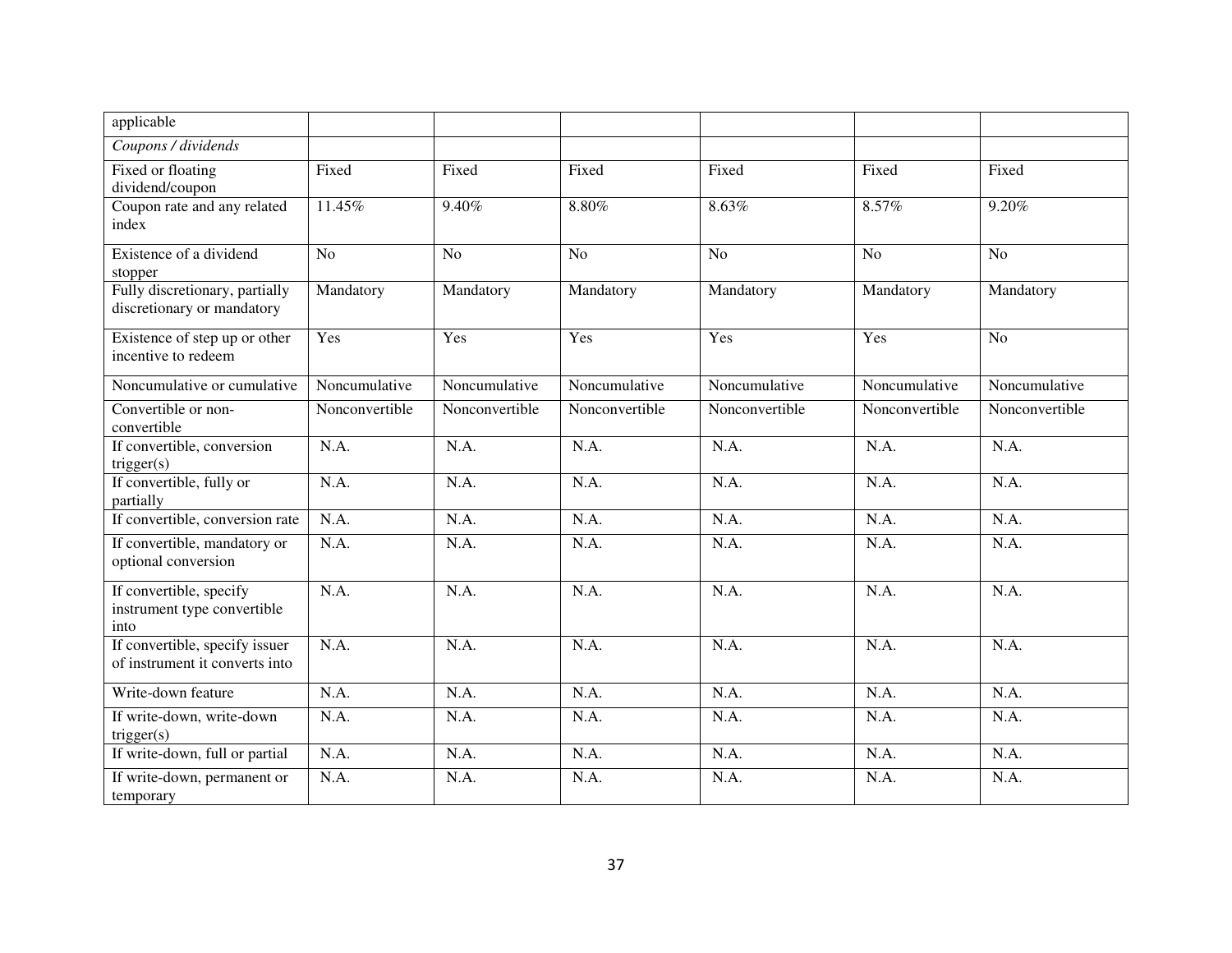| applicable | | | | | | |
|---|---|---|---|---|---|---|
| *Coupons / dividends* | | | | | | |
| Fixed or floating dividend/coupon | Fixed | Fixed | Fixed | Fixed | Fixed | Fixed |
| Coupon rate and any related index | 11.45% | 9.40% | 8.80% | 8.63% | 8.57% | 9.20% |
| Existence of a dividend stopper | No | No | No | No | No | No |
| Fully discretionary, partially discretionary or mandatory | Mandatory | Mandatory | Mandatory | Mandatory | Mandatory | Mandatory |
| Existence of step up or other incentive to redeem | Yes | Yes | Yes | Yes | Yes | No |
| Noncumulative or cumulative | Noncumulative | Noncumulative | Noncumulative | Noncumulative | Noncumulative | Noncumulative |
| Convertible or non-convertible | Nonconvertible | Nonconvertible | Nonconvertible | Nonconvertible | Nonconvertible | Nonconvertible |
| If convertible, conversion trigger(s) | N.A. | N.A. | N.A. | N.A. | N.A. | N.A. |
| If convertible, fully or partially | N.A. | N.A. | N.A. | N.A. | N.A. | N.A. |
| If convertible, conversion rate | N.A. | N.A. | N.A. | N.A. | N.A. | N.A. |
| If convertible, mandatory or optional conversion | N.A. | N.A. | N.A. | N.A. | N.A. | N.A. |
| If convertible, specify instrument type convertible into | N.A. | N.A. | N.A. | N.A. | N.A. | N.A. |
| If convertible, specify issuer of instrument it converts into | N.A. | N.A. | N.A. | N.A. | N.A. | N.A. |
| Write-down feature | N.A. | N.A. | N.A. | N.A. | N.A. | N.A. |
| If write-down, write-down trigger(s) | N.A. | N.A. | N.A. | N.A. | N.A. | N.A. |
| If write-down, full or partial | N.A. | N.A. | N.A. | N.A. | N.A. | N.A. |
| If write-down, permanent or temporary | N.A. | N.A. | N.A. | N.A. | N.A. | N.A. |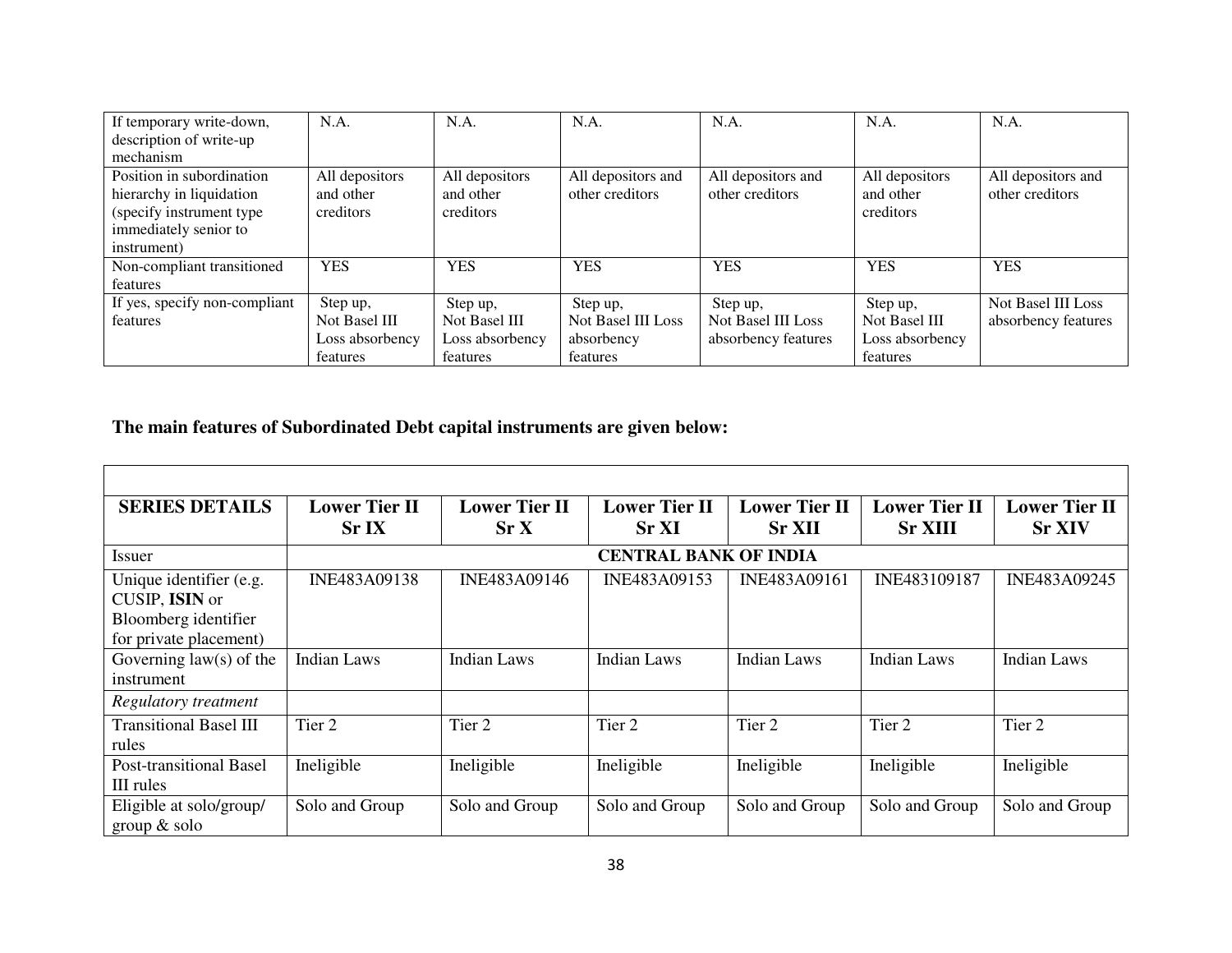| If temporary write-down, description of write-up mechanism | N.A. | N.A. | N.A. | N.A. | N.A. | N.A. |
|---|---|---|---|---|---|---|
| Position in subordination hierarchy in liquidation (specify instrument type immediately senior to instrument) | All depositors and other creditors | All depositors and other creditors | All depositors and other creditors | All depositors and other creditors | All depositors and other creditors | All depositors and other creditors |
| Non-compliant transitioned features | YES | YES | YES | YES | YES | YES |
| If yes, specify non-compliant features | Step up, Not Basel III Loss absorbency features | Step up, Not Basel III Loss absorbency features | Step up, Not Basel III Loss absorbency features | Step up, Not Basel III Loss absorbency features | Step up, Not Basel III Loss absorbency features | Not Basel III Loss absorbency features |

**The main features of Subordinated Debt capital instruments are given below:**

| SERIES DETAILS | Lower Tier II Sr IX | Lower Tier II Sr X | Lower Tier II Sr XI | Lower Tier II Sr XII | Lower Tier II Sr XIII | Lower Tier II Sr XIV |
|---|---|---|---|---|---|---|
| Issuer | **CENTRAL BANK OF INDIA** | | | | | |
| Unique identifier (e.g. CUSIP, **ISIN** or Bloomberg identifier for private placement) | INE483A09138 | INE483A09146 | INE483A09153 | INE483A09161 | INE483109187 | INE483A09245 |
| Governing law(s) of the instrument | Indian Laws | Indian Laws | Indian Laws | Indian Laws | Indian Laws | Indian Laws |
| *Regulatory treatment* | | | | | | |
| Transitional Basel III rules | Tier 2 | Tier 2 | Tier 2 | Tier 2 | Tier 2 | Tier 2 |
| Post-transitional Basel III rules | Ineligible | Ineligible | Ineligible | Ineligible | Ineligible | Ineligible |
| Eligible at solo/group/ group & solo | Solo and Group | Solo and Group | Solo and Group | Solo and Group | Solo and Group | Solo and Group |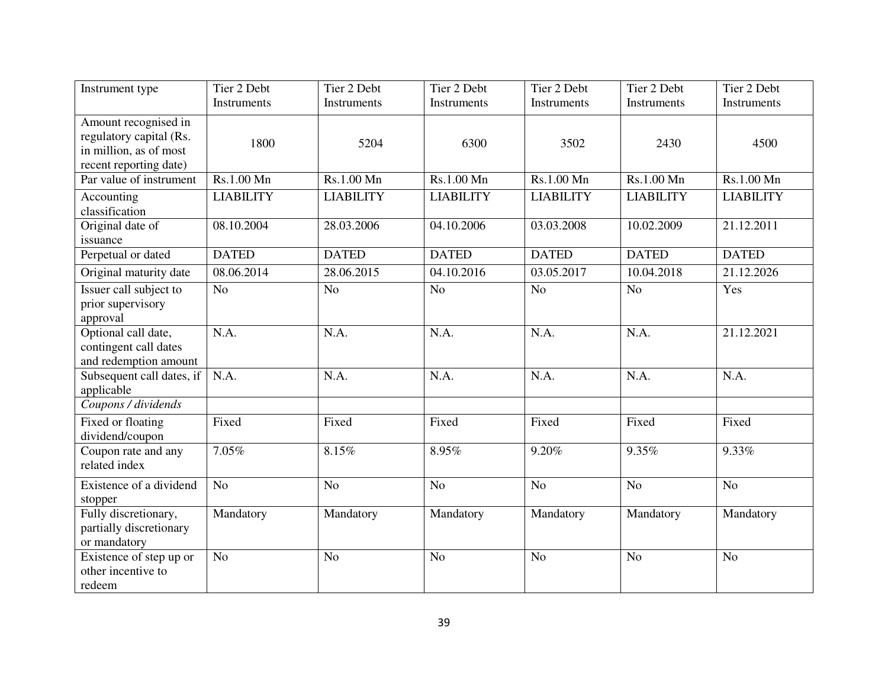| Instrument type | Tier 2 Debt Instruments | Tier 2 Debt Instruments | Tier 2 Debt Instruments | Tier 2 Debt Instruments | Tier 2 Debt Instruments | Tier 2 Debt Instruments |
|---|---|---|---|---|---|---|
| Amount recognised in regulatory capital (Rs. in million, as of most recent reporting date) | 1800 | 5204 | 6300 | 3502 | 2430 | 4500 |
| Par value of instrument | Rs.1.00 Mn | Rs.1.00 Mn | Rs.1.00 Mn | Rs.1.00 Mn | Rs.1.00 Mn | Rs.1.00 Mn |
| Accounting classification | LIABILITY | LIABILITY | LIABILITY | LIABILITY | LIABILITY | LIABILITY |
| Original date of issuance | 08.10.2004 | 28.03.2006 | 04.10.2006 | 03.03.2008 | 10.02.2009 | 21.12.2011 |
| Perpetual or dated | DATED | DATED | DATED | DATED | DATED | DATED |
| Original maturity date | 08.06.2014 | 28.06.2015 | 04.10.2016 | 03.05.2017 | 10.04.2018 | 21.12.2026 |
| Issuer call subject to prior supervisory approval | No | No | No | No | No | Yes |
| Optional call date, contingent call dates and redemption amount | N.A. | N.A. | N.A. | N.A. | N.A. | 21.12.2021 |
| Subsequent call dates, if applicable | N.A. | N.A. | N.A. | N.A. | N.A. | N.A. |
| *Coupons / dividends* | | | | | | |
| Fixed or floating dividend/coupon | Fixed | Fixed | Fixed | Fixed | Fixed | Fixed |
| Coupon rate and any related index | 7.05% | 8.15% | 8.95% | 9.20% | 9.35% | 9.33% |
| Existence of a dividend stopper | No | No | No | No | No | No |
| Fully discretionary, partially discretionary or mandatory | Mandatory | Mandatory | Mandatory | Mandatory | Mandatory | Mandatory |
| Existence of step up or other incentive to redeem | No | No | No | No | No | No |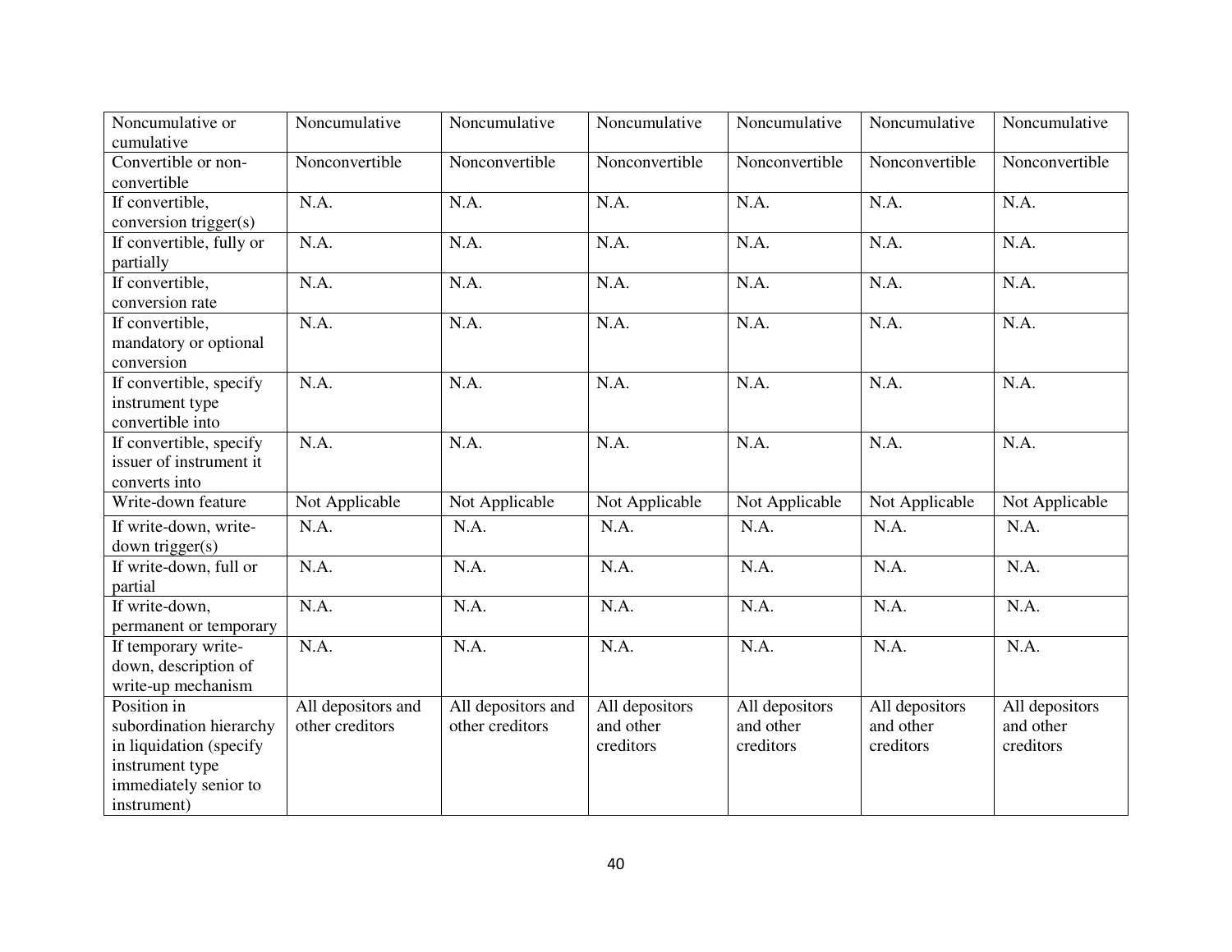| Noncumulative or cumulative | Noncumulative | Noncumulative | Noncumulative | Noncumulative | Noncumulative | Noncumulative |
|---|---|---|---|---|---|---|
| Convertible or non-convertible | Nonconvertible | Nonconvertible | Nonconvertible | Nonconvertible | Nonconvertible | Nonconvertible |
| If convertible, conversion trigger(s) | N.A. | N.A. | N.A. | N.A. | N.A. | N.A. |
| If convertible, fully or partially | N.A. | N.A. | N.A. | N.A. | N.A. | N.A. |
| If convertible, conversion rate | N.A. | N.A. | N.A. | N.A. | N.A. | N.A. |
| If convertible, mandatory or optional conversion | N.A. | N.A. | N.A. | N.A. | N.A. | N.A. |
| If convertible, specify instrument type convertible into | N.A. | N.A. | N.A. | N.A. | N.A. | N.A. |
| If convertible, specify issuer of instrument it converts into | N.A. | N.A. | N.A. | N.A. | N.A. | N.A. |
| Write-down feature | Not Applicable | Not Applicable | Not Applicable | Not Applicable | Not Applicable | Not Applicable |
| If write-down, write-down trigger(s) | N.A. | N.A. | N.A. | N.A. | N.A. | N.A. |
| If write-down, full or partial | N.A. | N.A. | N.A. | N.A. | N.A. | N.A. |
| If write-down, permanent or temporary | N.A. | N.A. | N.A. | N.A. | N.A. | N.A. |
| If temporary write-down, description of write-up mechanism | N.A. | N.A. | N.A. | N.A. | N.A. | N.A. |
| Position in subordination hierarchy in liquidation (specify instrument type immediately senior to instrument) | All depositors and other creditors | All depositors and other creditors | All depositors and other creditors | All depositors and other creditors | All depositors and other creditors | All depositors and other creditors |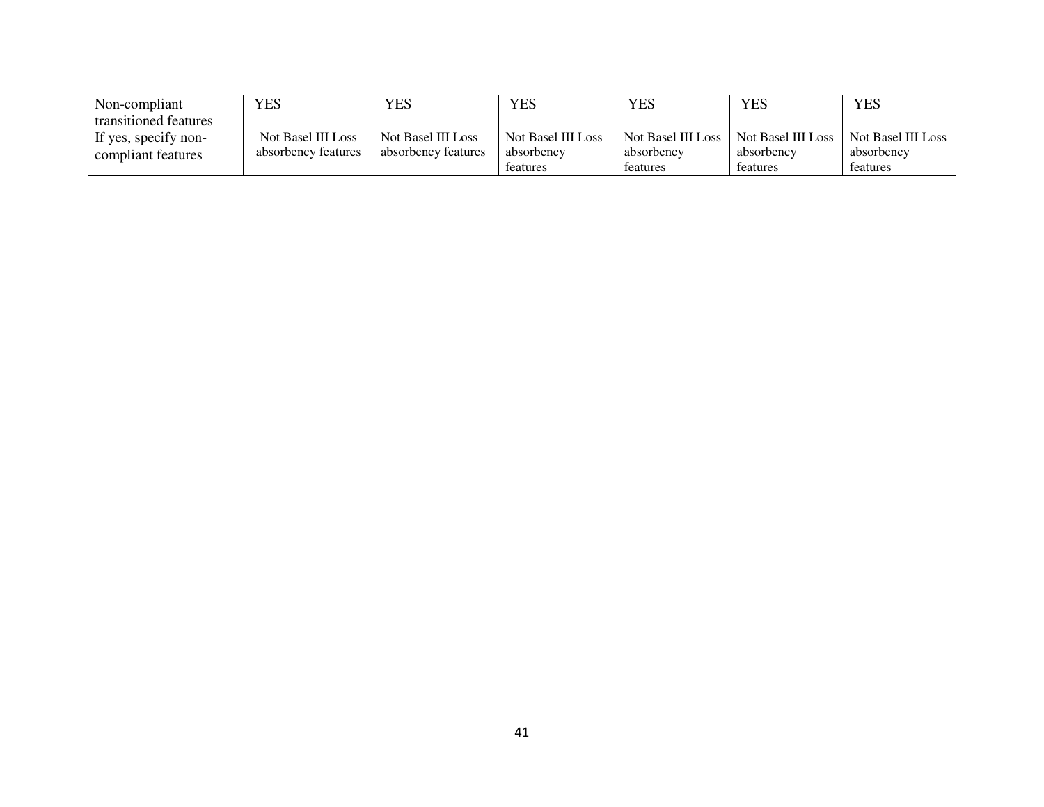| Non-compliant transitioned features | YES | YES | YES | YES | YES | YES |
|---|---|---|---|---|---|---|
| If yes, specify non-compliant features | Not Basel III Loss absorbency features | Not Basel III Loss absorbency features | Not Basel III Loss absorbency features | Not Basel III Loss absorbency features | Not Basel III Loss absorbency features | Not Basel III Loss absorbency features |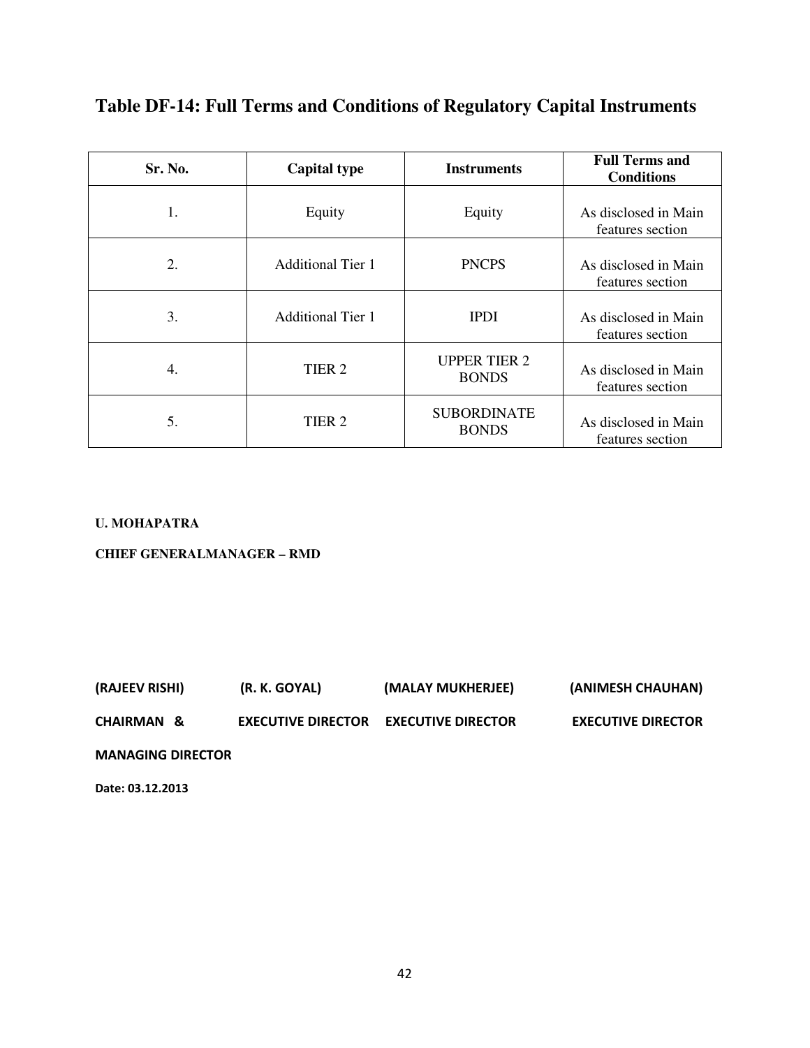## Table DF-14: Full Terms and Conditions of Regulatory Capital Instruments

| Sr. No. | Capital type | Instruments | Full Terms and Conditions |
|---|---|---|---|
| 1. | Equity | Equity | As disclosed in Main features section |
| 2. | Additional Tier 1 | PNCPS | As disclosed in Main features section |
| 3. | Additional Tier 1 | IPDI | As disclosed in Main features section |
| 4. | TIER 2 | UPPER TIER 2 BONDS | As disclosed in Main features section |
| 5. | TIER 2 | SUBORDINATE BONDS | As disclosed in Main features section |

**U. MOHAPATRA**

**CHIEF GENERALMANAGER – RMD**

**(RAJEEV RISHI)** **(R. K. GOYAL)** **(MALAY MUKHERJEE)** **(ANIMESH CHAUHAN)**

**CHAIRMAN & MANAGING DIRECTOR** **EXECUTIVE DIRECTOR** **EXECUTIVE DIRECTOR** **EXECUTIVE DIRECTOR**

**Date: 03.12.2013**